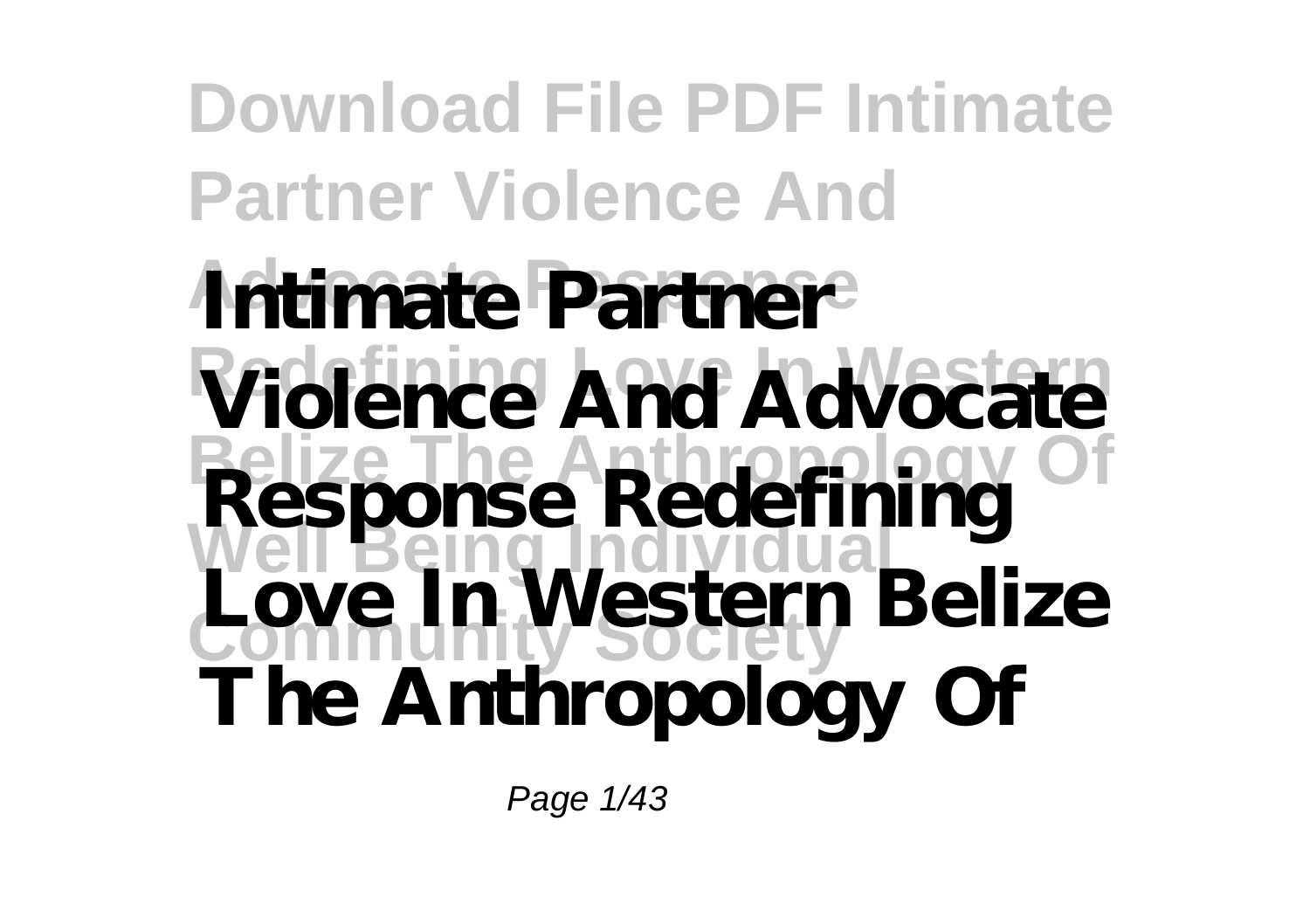# Intimate Partner Violence And Advocate Response Redefining Love In Western Belize The Anthropology Of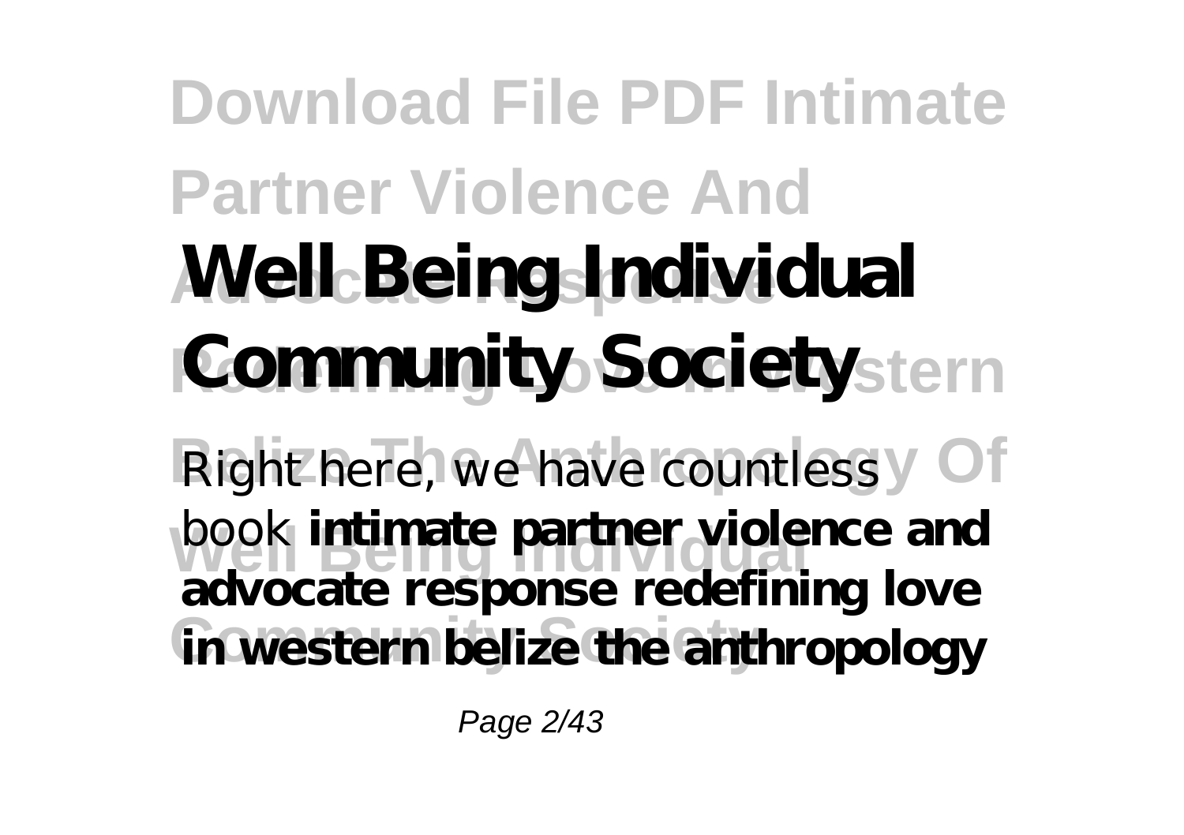# Well Being Individual Community Society

Right here, we have countless book **intimate partner violence and advocate response redefining love in western belize the anthropology**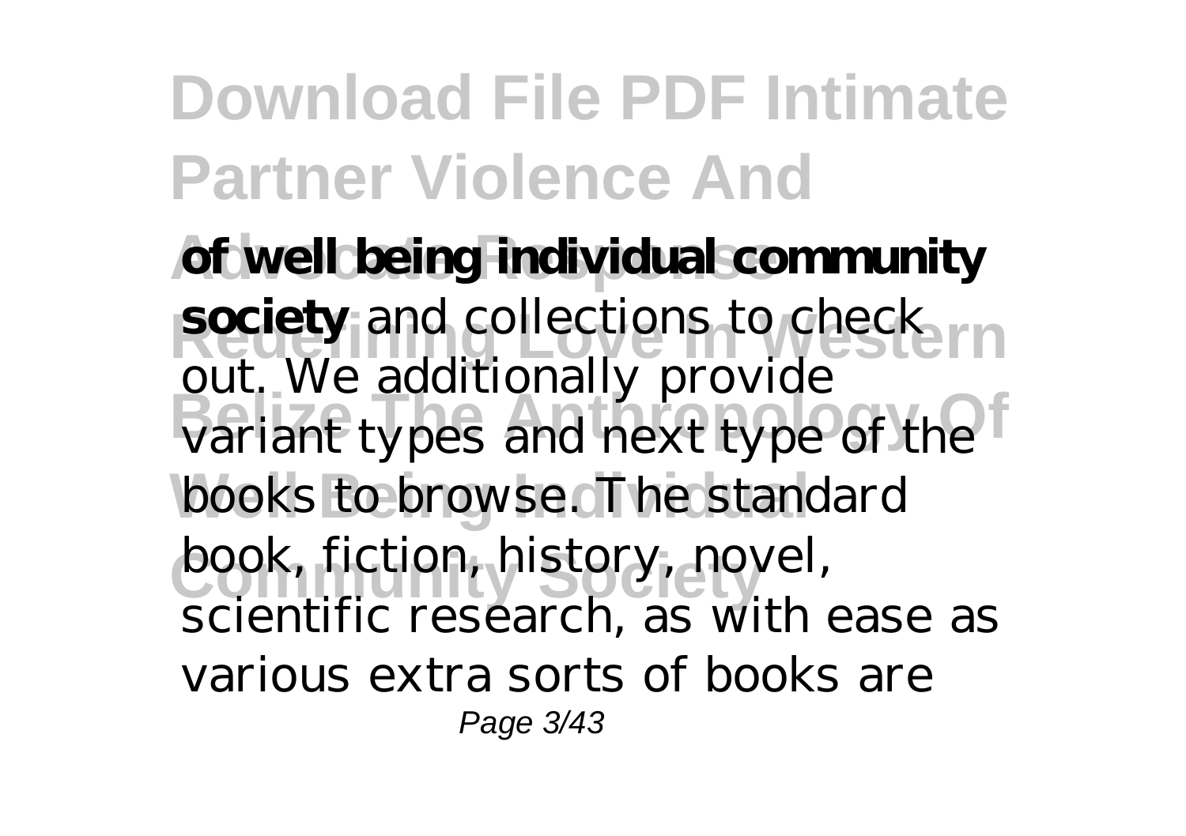**of well being individual community society** and collections to check out. We additionally provide variant types and next type of the books to browse. The standard book, fiction, history, novel, scientific research, as with ease as various extra sorts of books are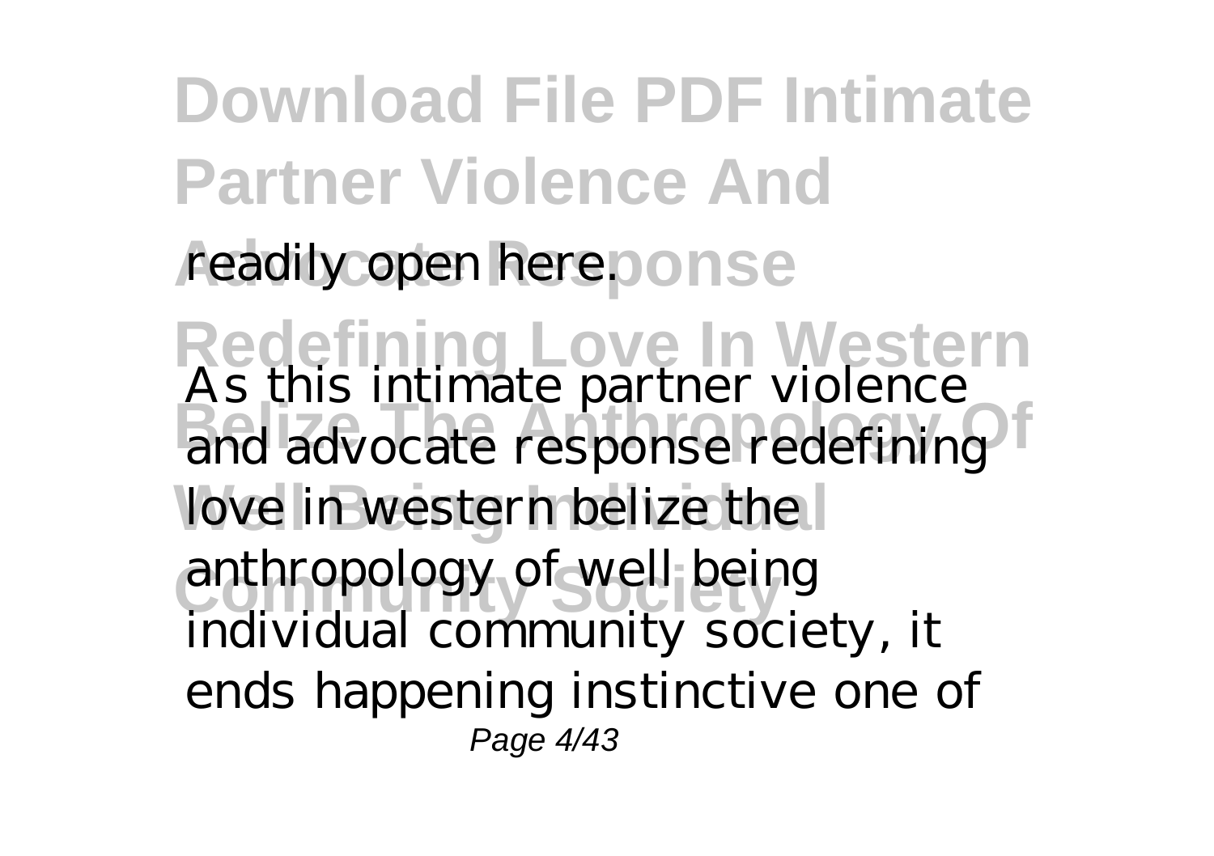readily open here.

As this intimate partner violence and advocate response redefining love in western belize the anthropology of well being individual community society, it ends happening instinctive one of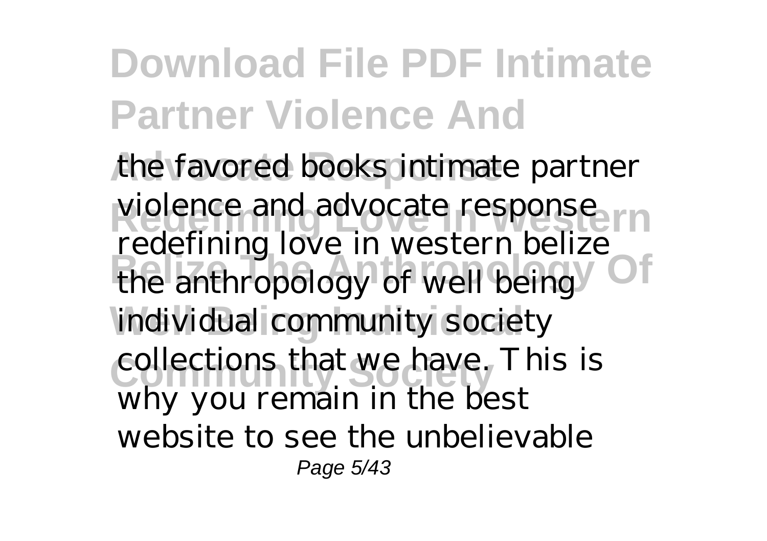the favored books intimate partner violence and advocate response redefining love in western belize the anthropology of well being individual community society collections that we have. This is why you remain in the best website to see the unbelievable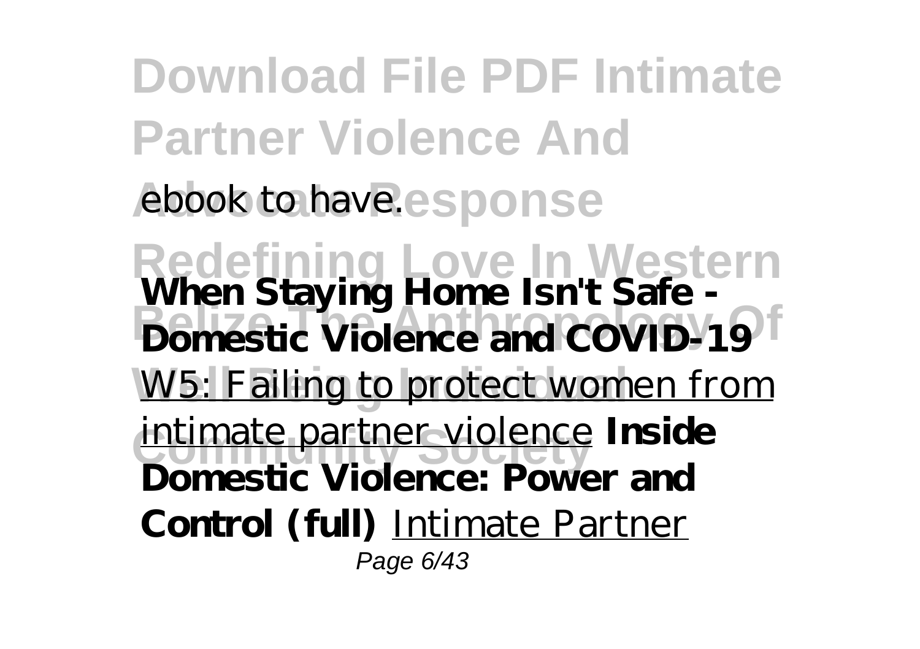ebook to have.

**When Staying Home Isn't Safe - Domestic Violence and COVID-19** W5: Failing to protect women from intimate partner violence **Inside Domestic Violence: Power and Control (full)** Intimate Partner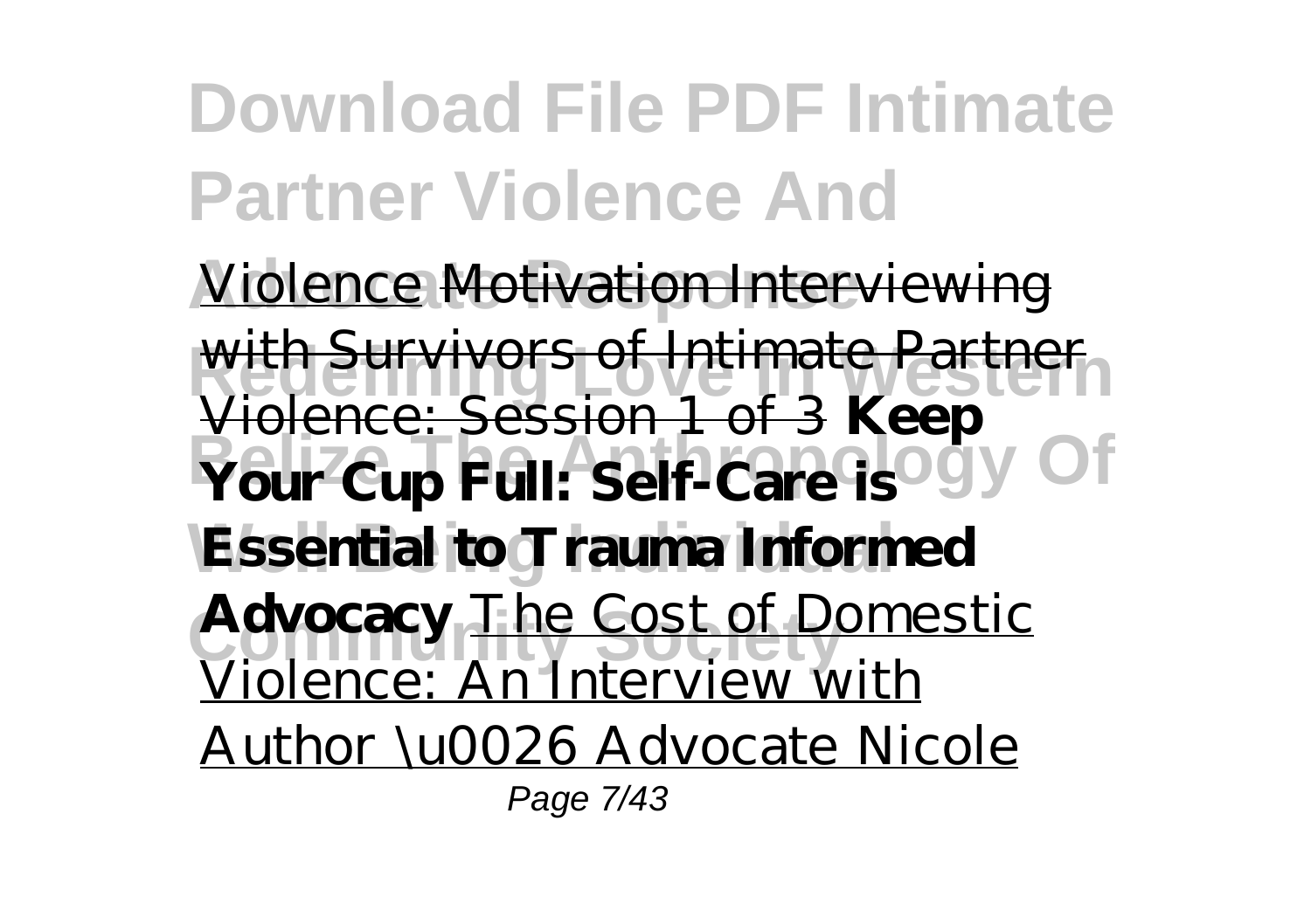Violence Motivation Interviewing with Survivors of Intimate Partner Violence: Session 1 of 3 **Keep Your Cup Full: Self-Care is Essential to Trauma Informed Advocacy** The Cost of Domestic Violence: An Interview with Author \u0026 Advocate Nicole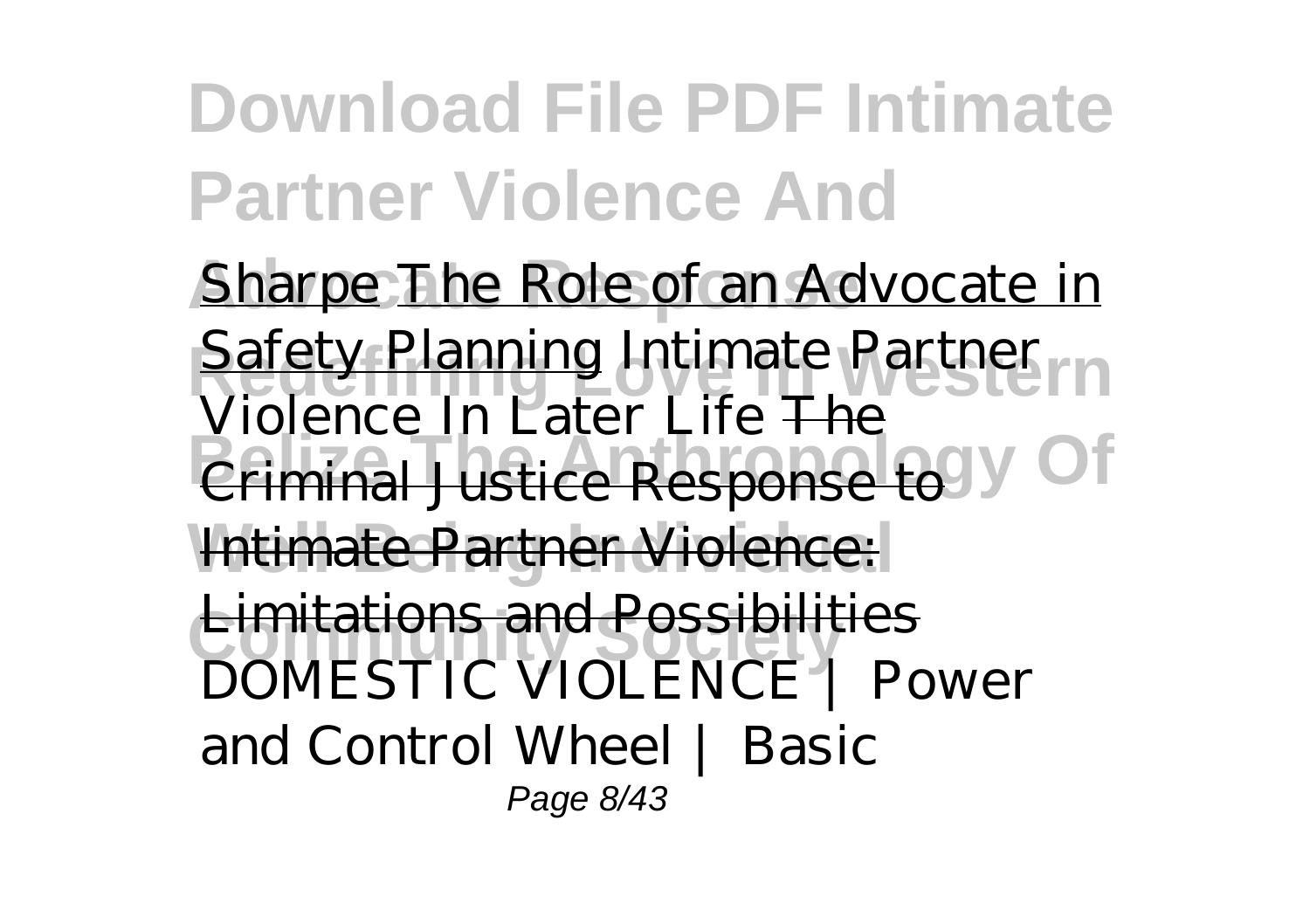Sharpe The Role of an Advocate in Safety Planning *Intimate Partner Violence In Later Life* The Criminal Justice Response to Intimate Partner Violence: Limitations and Possibilities *DOMESTIC VIOLENCE | Power and Control Wheel | Basic*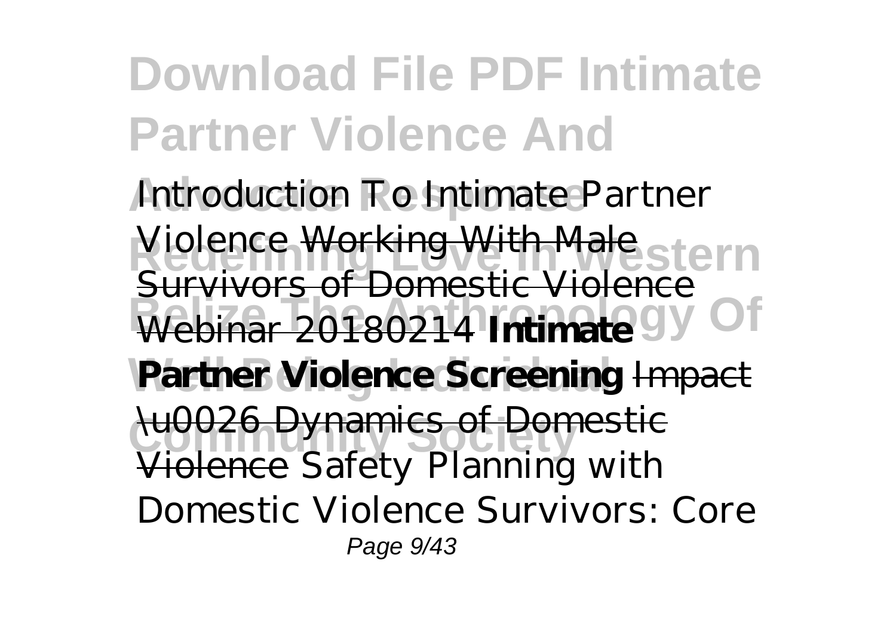*Introduction To Intimate Partner Violence* ~~Working With Male Survivors of Domestic Violence Webinar 20180214~~ **Intimate Partner Violence Screening** ~~Impact \u0026 Dynamics of Domestic Violence~~ *Safety Planning with Domestic Violence Survivors: Core*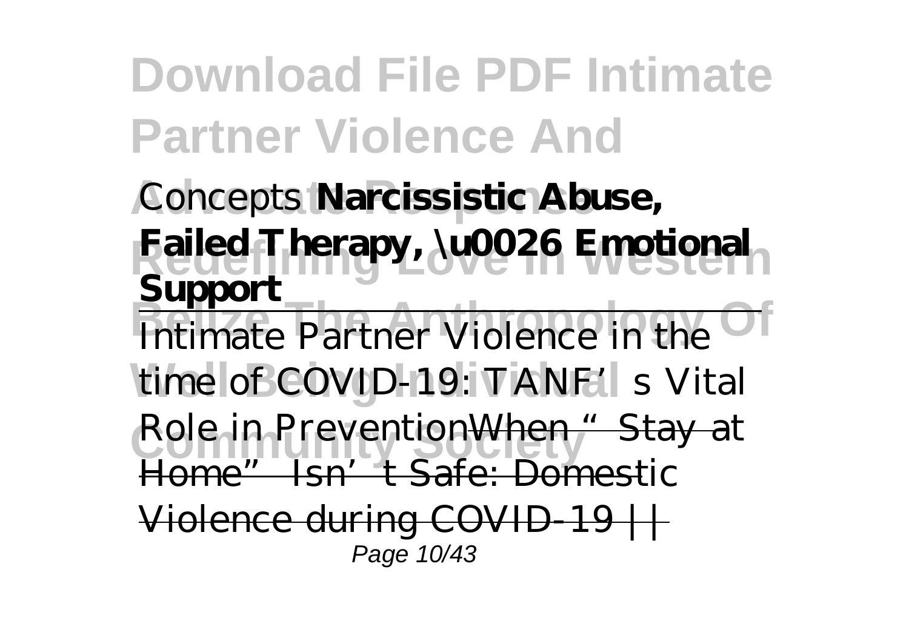Concepts **Narcissistic Abuse, Failed Therapy, \u0026 Emotional Support**

Intimate Partner Violence in the time of COVID-19: TANF's Vital Role in Prevention~~When "Stay at Home" Isn't Safe: Domestic Violence during COVID-19 ||~~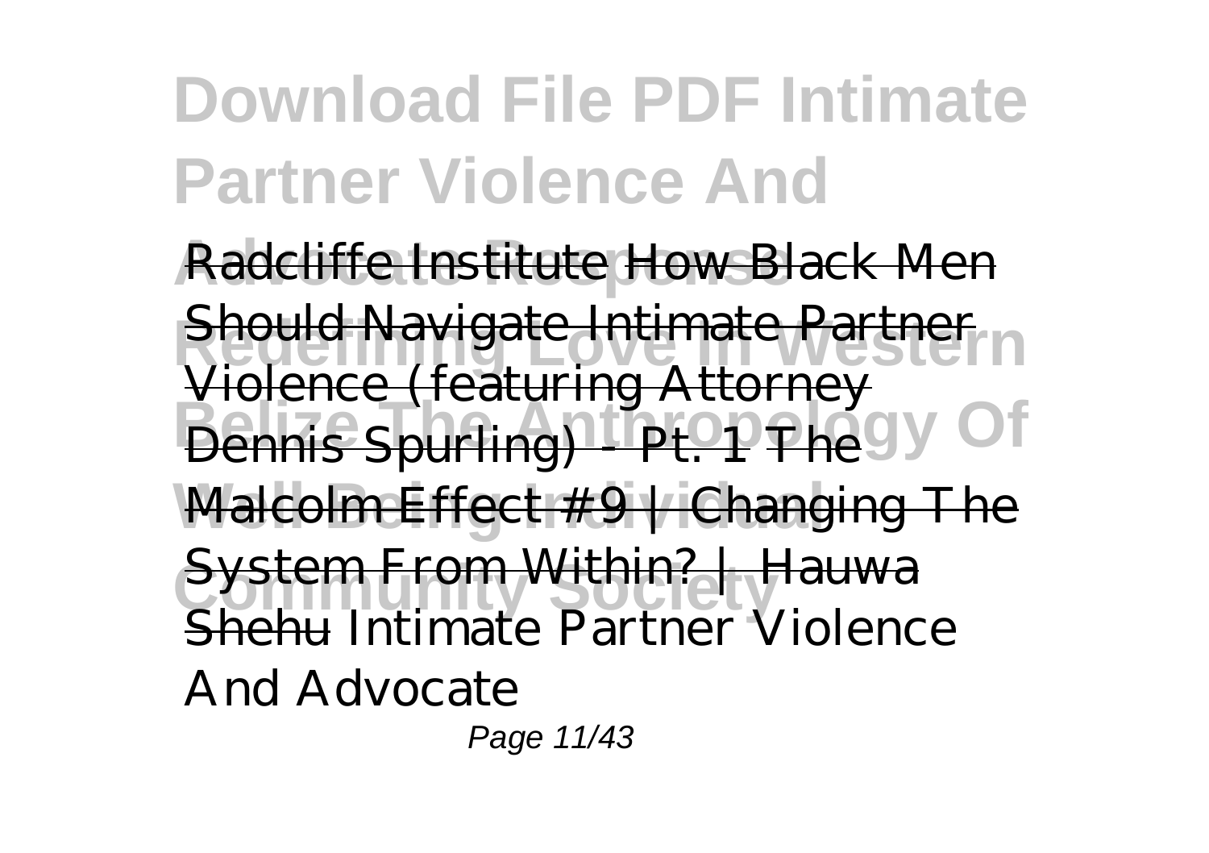Radcliffe Institute How Black Men Should Navigate Intimate Partner Violence (featuring Attorney Dennis Spurling) - Pt. 1 The Malcolm Effect #9 | Changing The System From Within? | Hauwa Shehu *Intimate Partner Violence And Advocate*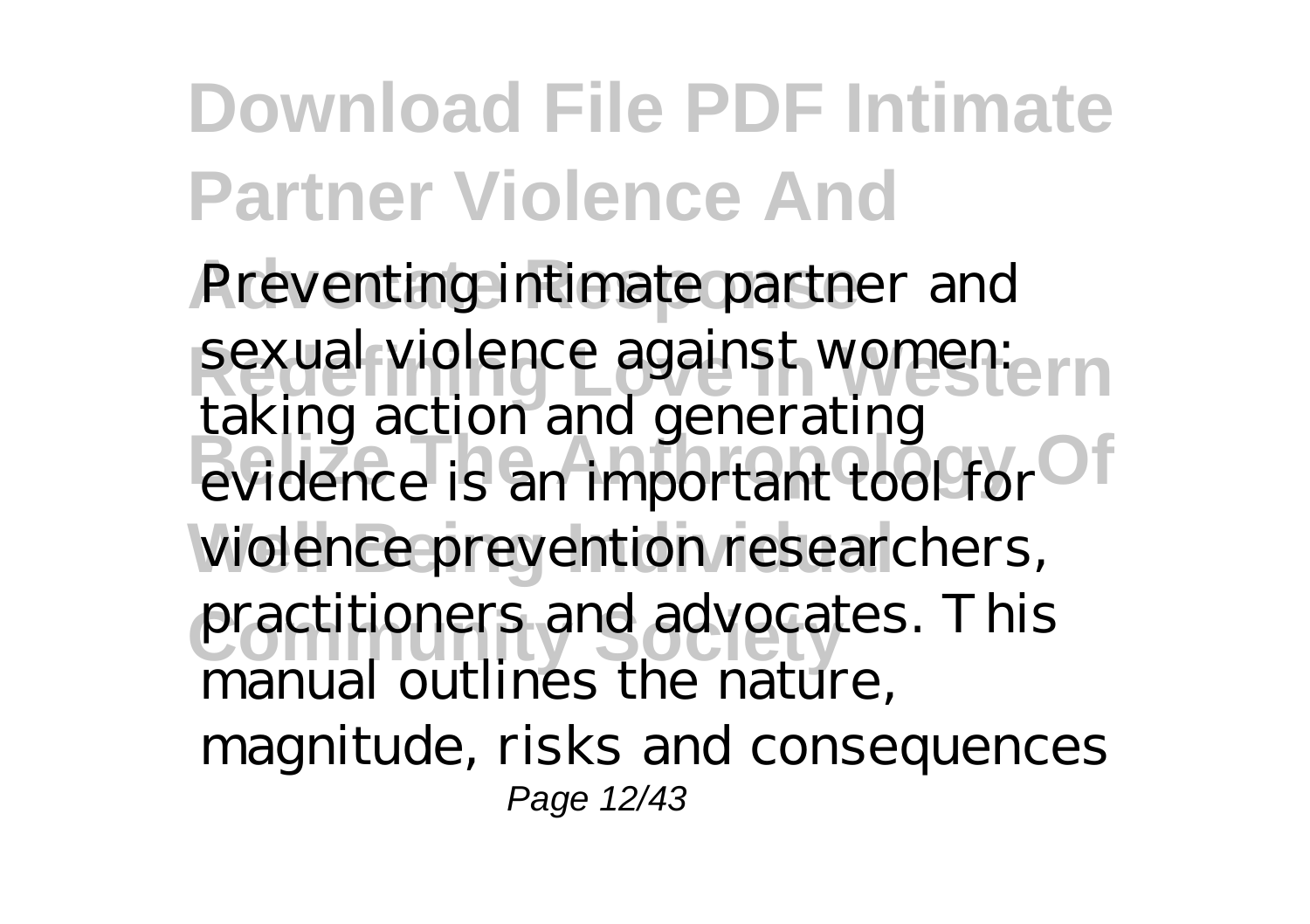Preventing intimate partner and sexual violence against women: taking action and generating evidence is an important tool for violence prevention researchers, practitioners and advocates. This manual outlines the nature, magnitude, risks and consequences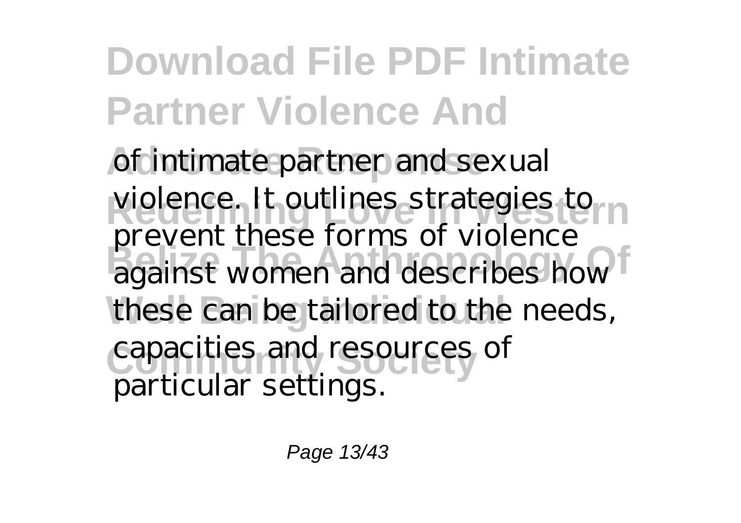of intimate partner and sexual violence. It outlines strategies to prevent these forms of violence against women and describes how these can be tailored to the needs, capacities and resources of particular settings.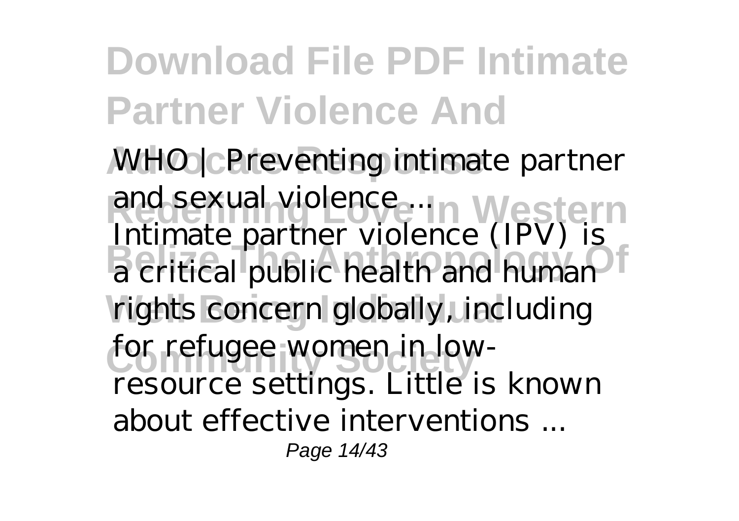WHO | Preventing intimate partner and sexual violence ...

Intimate partner violence (IPV) is a critical public health and human rights concern globally, including for refugee women in low-resource settings. Little is known about effective interventions ...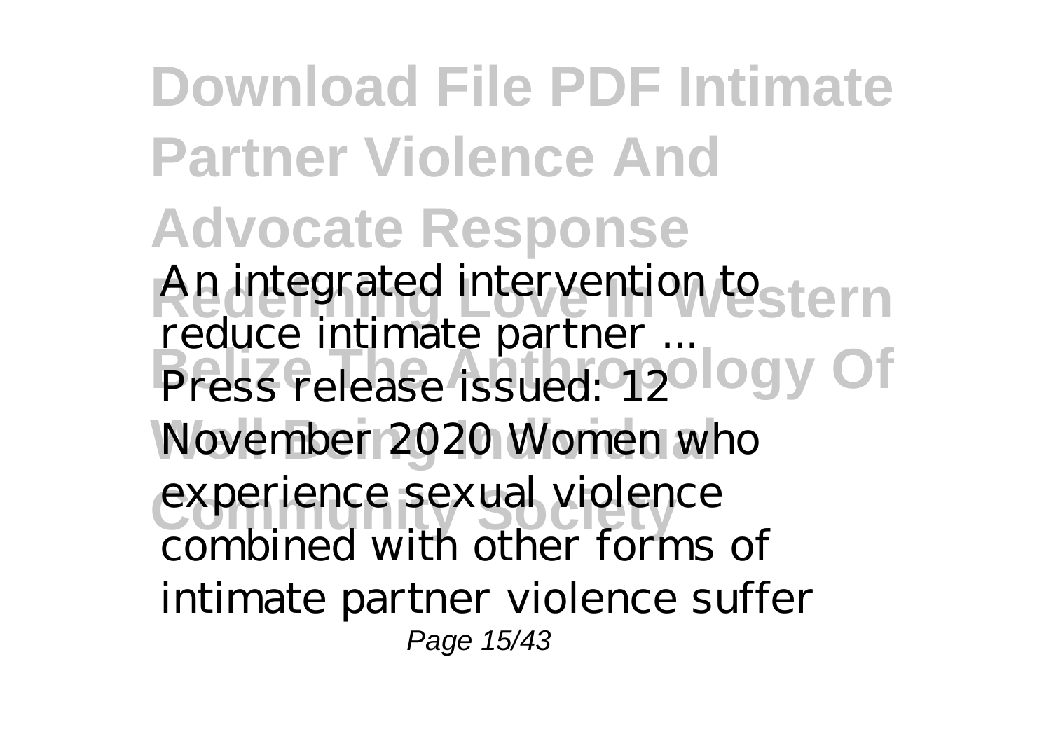**An integrated intervention to reduce intimate partner ...**

Press release issued: 12 November 2020 Women who experience sexual violence combined with other forms of intimate partner violence suffer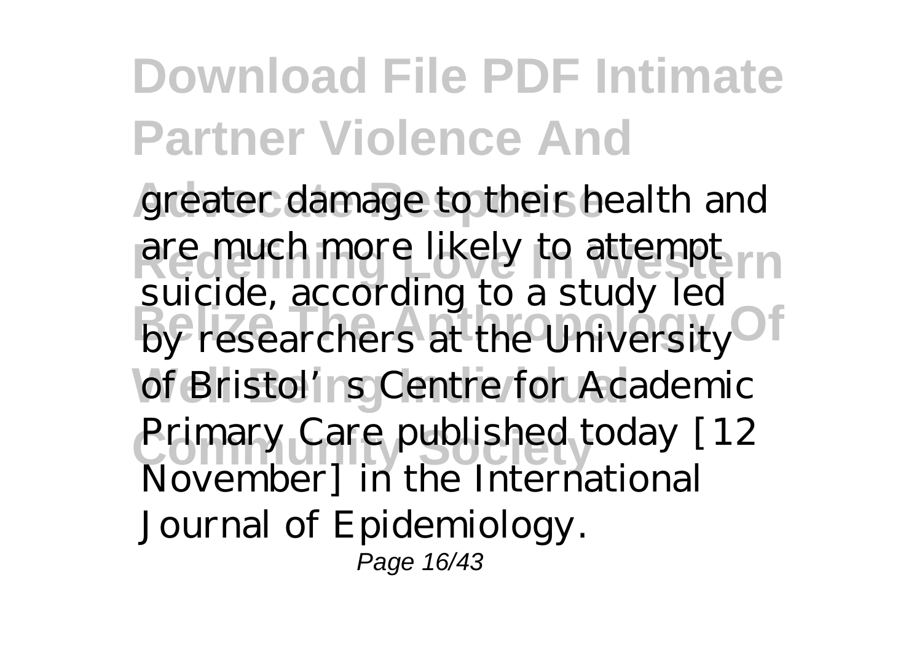greater damage to their health and are much more likely to attempt suicide, according to a study led by researchers at the University of Bristol's Centre for Academic Primary Care published today [12 November] in the International Journal of Epidemiology.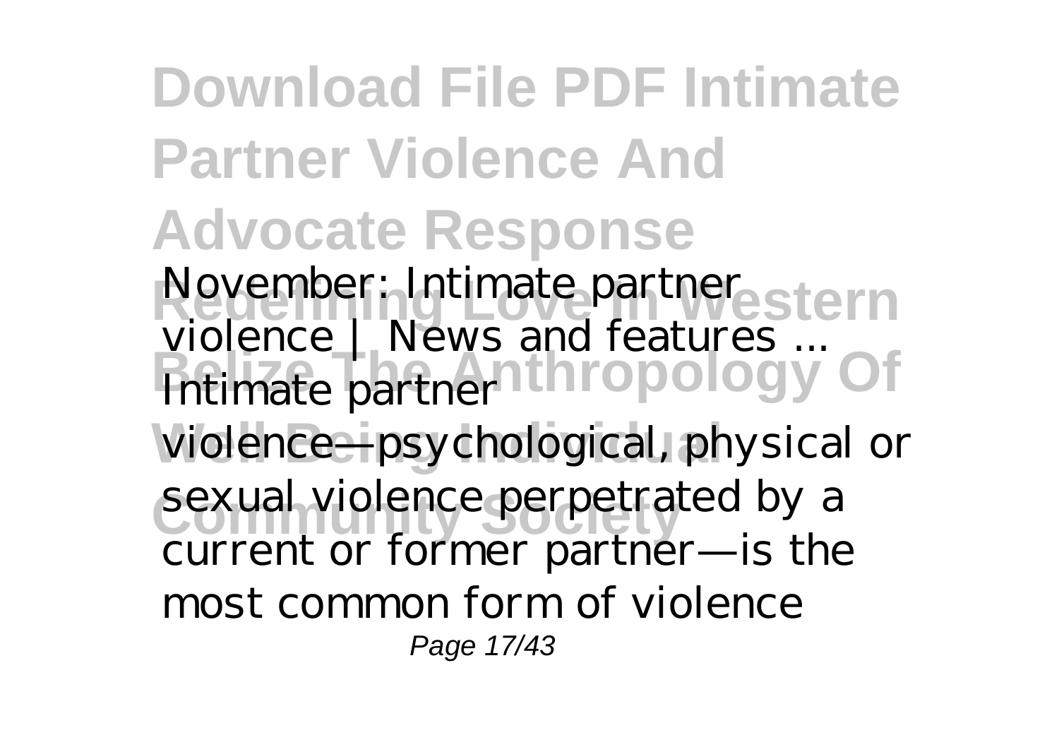November: Intimate partner violence | News and features ...
Intimate partner violence—psychological, physical or sexual violence perpetrated by a current or former partner—is the most common form of violence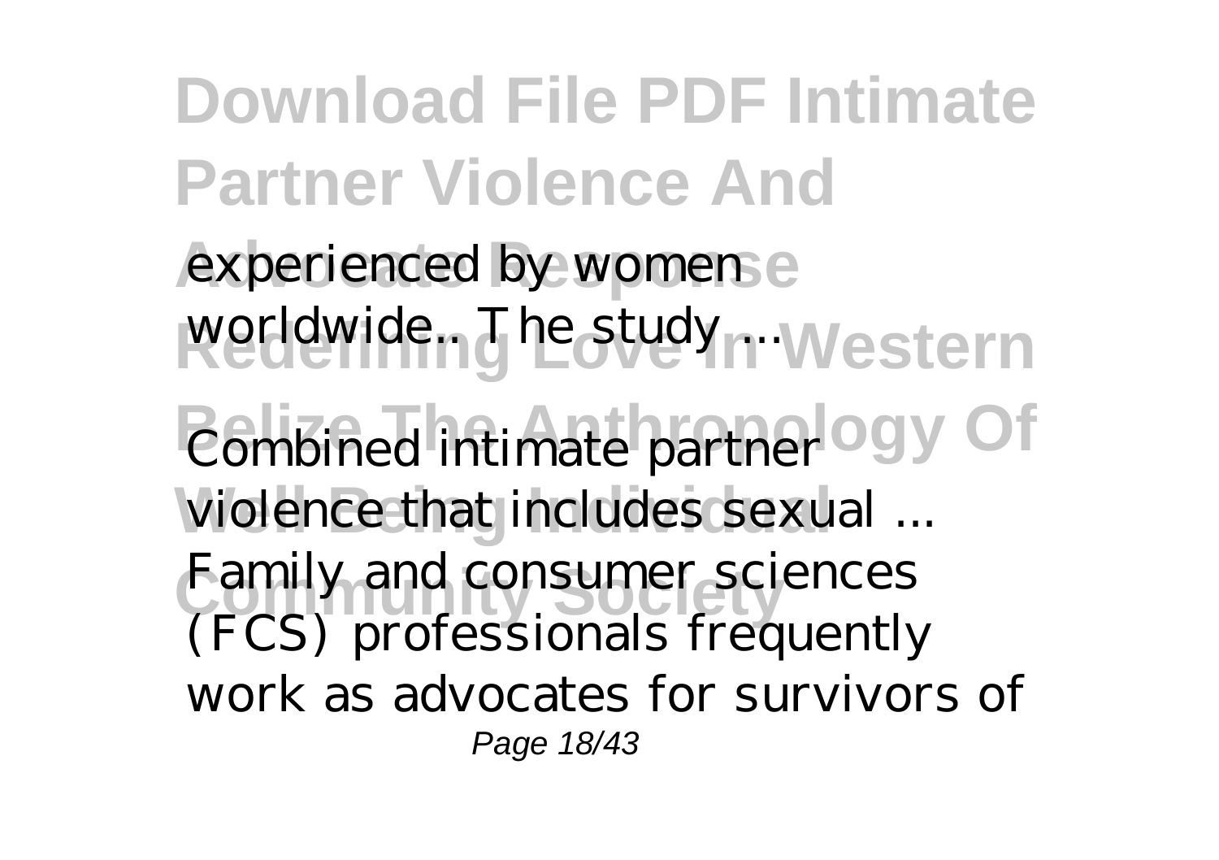experienced by women worldwide.. The study ...

*Combined intimate partner violence that includes sexual ...*

Family and consumer sciences (FCS) professionals frequently work as advocates for survivors of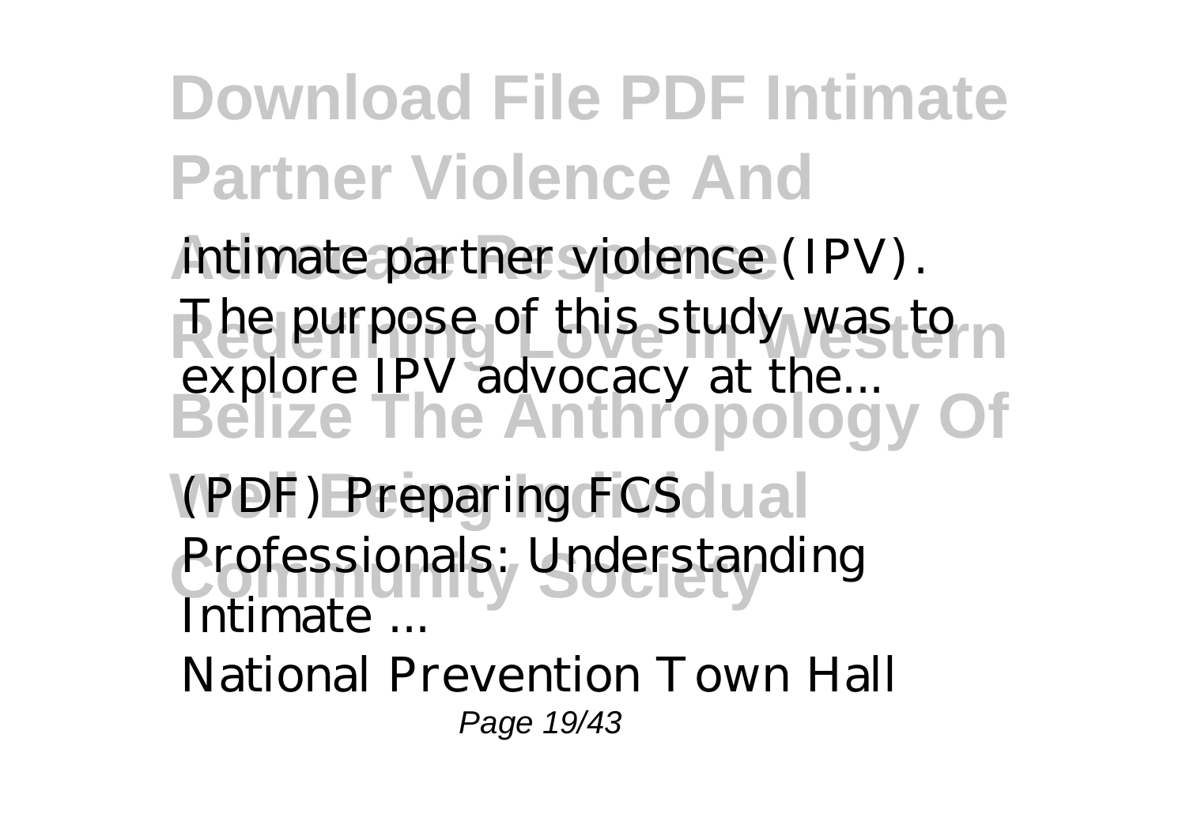intimate partner violence (IPV). The purpose of this study was to explore IPV advocacy at the...

*(PDF) Preparing FCS Professionals: Understanding Intimate ...*

National Prevention Town Hall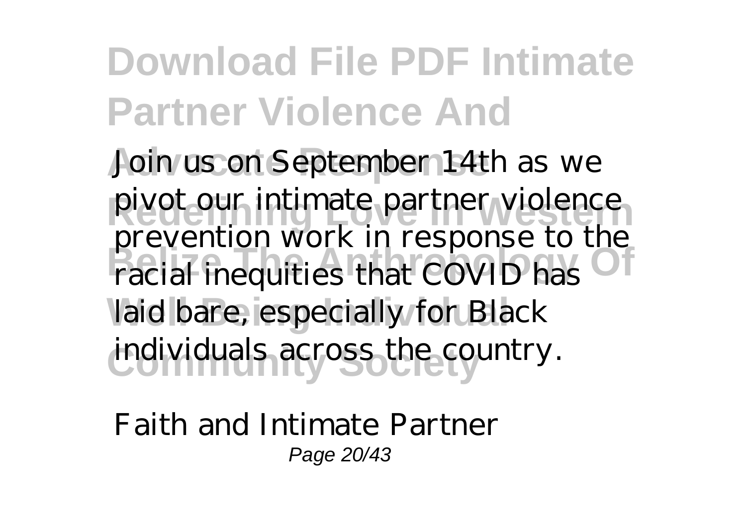Join us on September 14th as we pivot our intimate partner violence prevention work in response to the racial inequities that COVID has laid bare, especially for Black individuals across the country.

Faith and Intimate Partner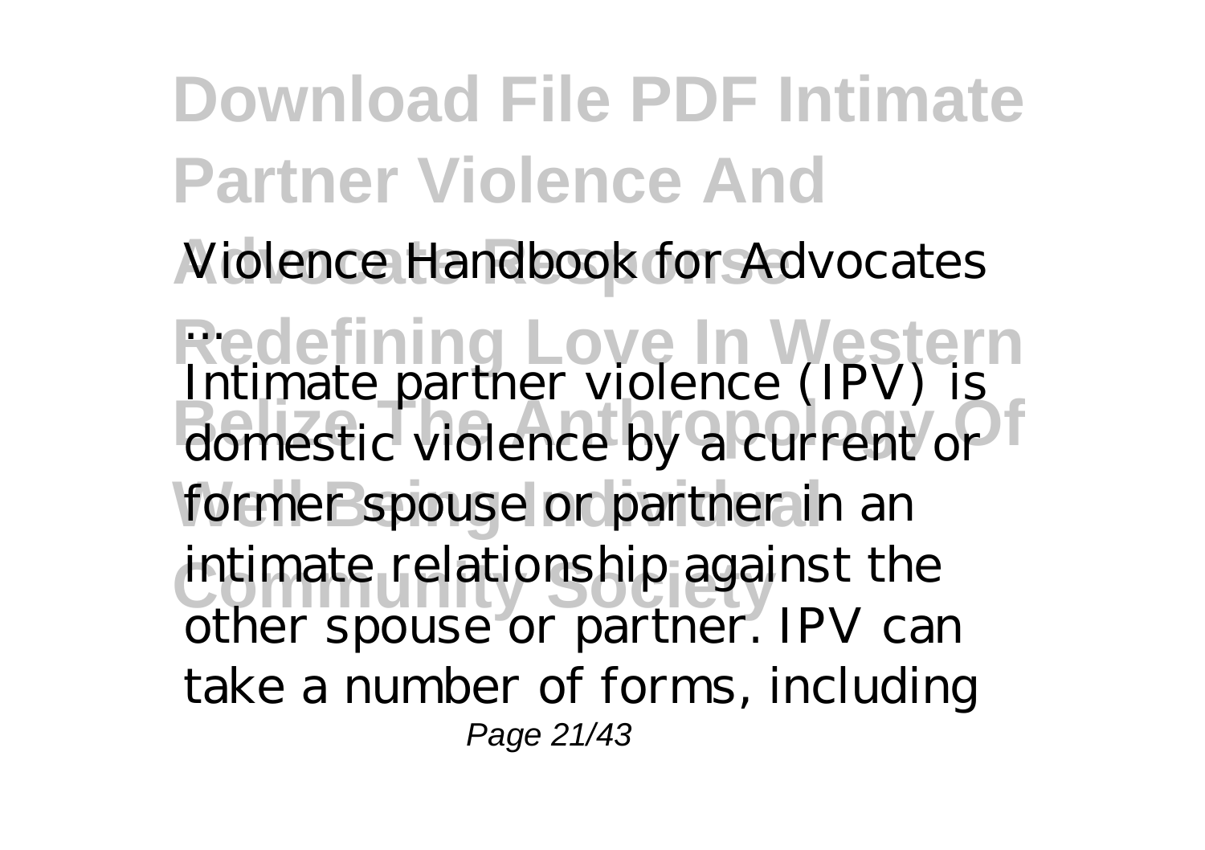Violence Handbook for Advocates

...

Intimate partner violence (IPV) is domestic violence by a current or former spouse or partner in an intimate relationship against the other spouse or partner. IPV can take a number of forms, including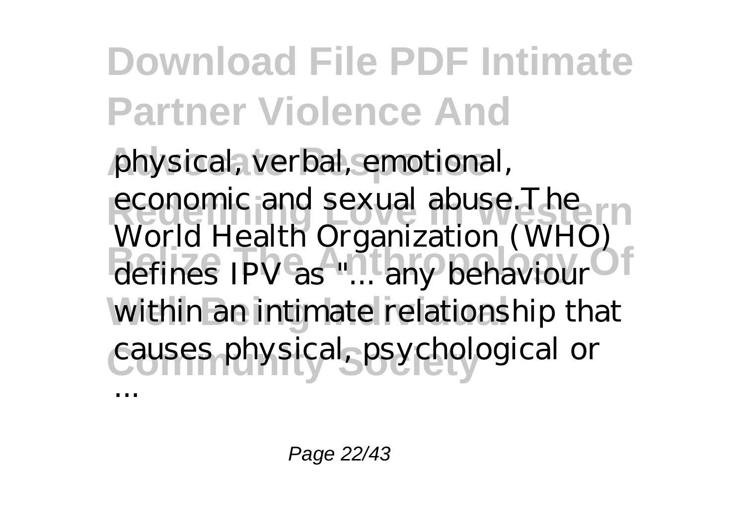physical, verbal, emotional, economic and sexual abuse.The World Health Organization (WHO) defines IPV as "... any behaviour within an intimate relationship that causes physical, psychological or ...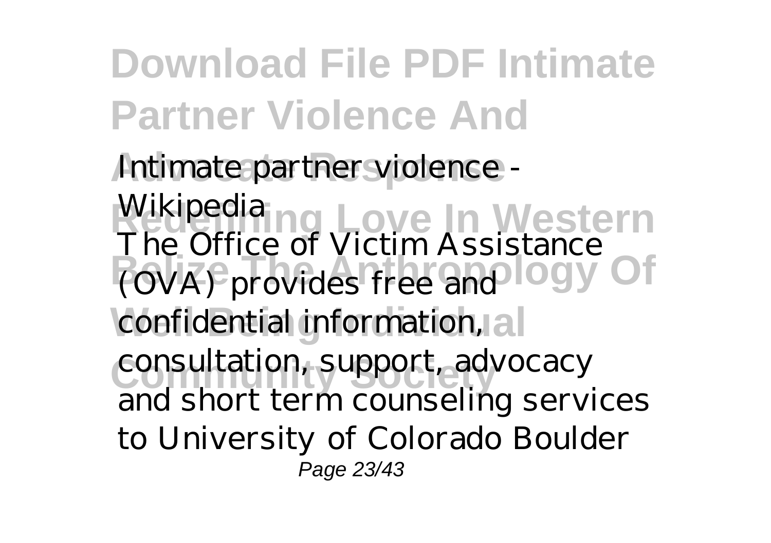Intimate partner violence - Wikipedia

The Office of Victim Assistance (OVA) provides free and confidential information, consultation, support, advocacy and short term counseling services to University of Colorado Boulder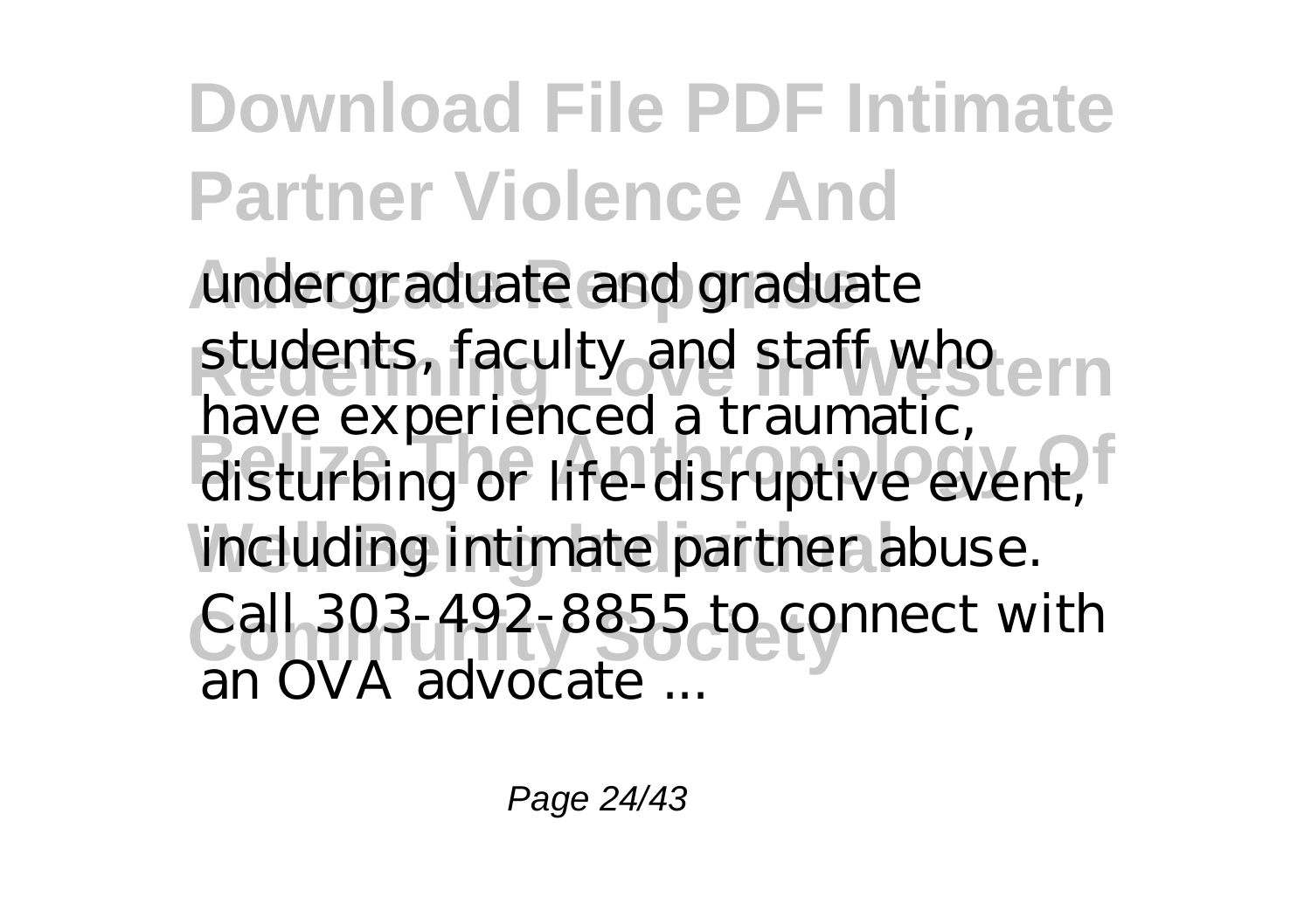undergraduate and graduate students, faculty and staff who have experienced a traumatic, disturbing or life-disruptive event, including intimate partner abuse. Call 303-492-8855 to connect with an OVA advocate ...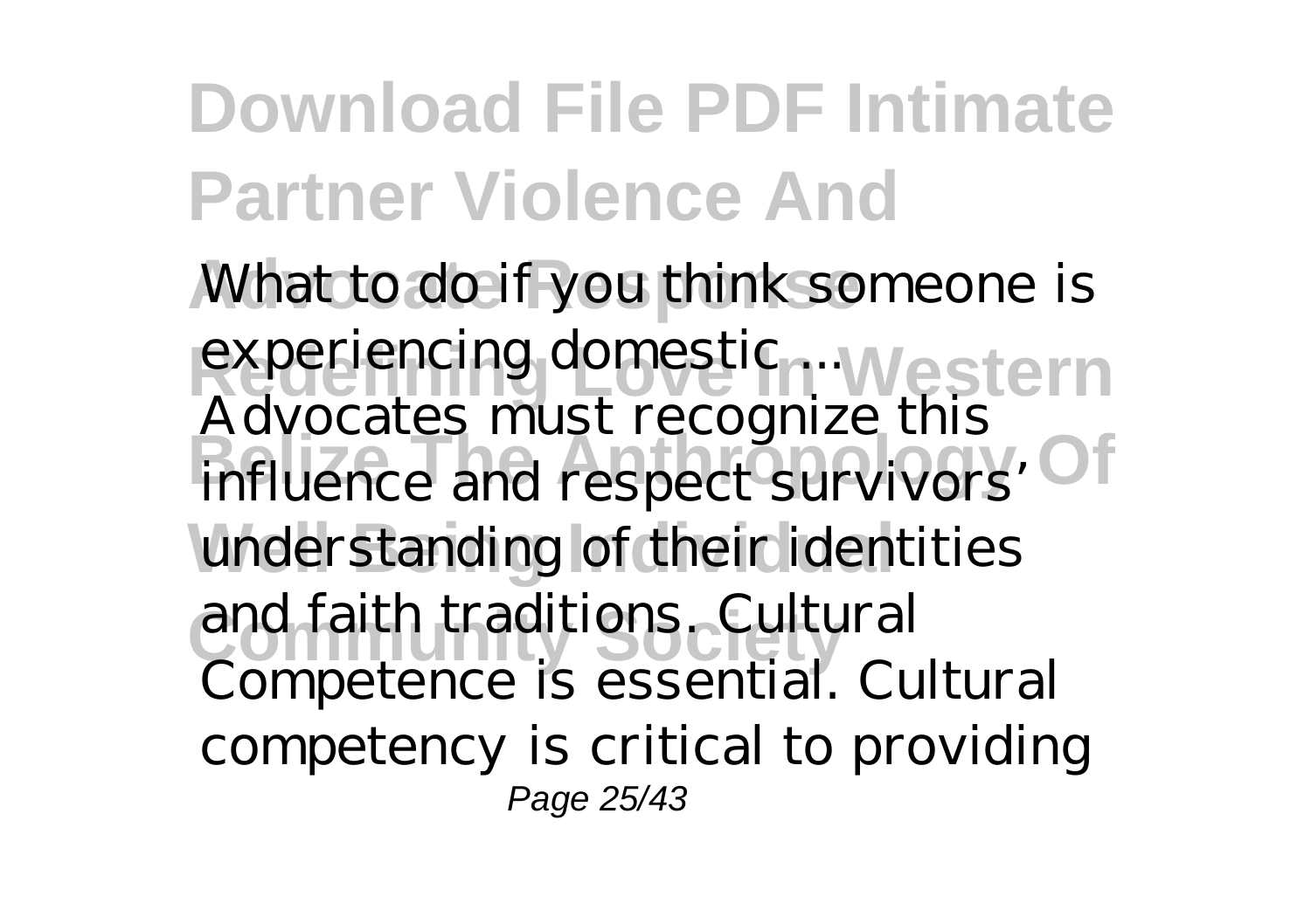What to do if you think someone is experiencing domestic ...

Advocates must recognize this influence and respect survivors' understanding of their identities and faith traditions. Cultural Competence is essential. Cultural competency is critical to providing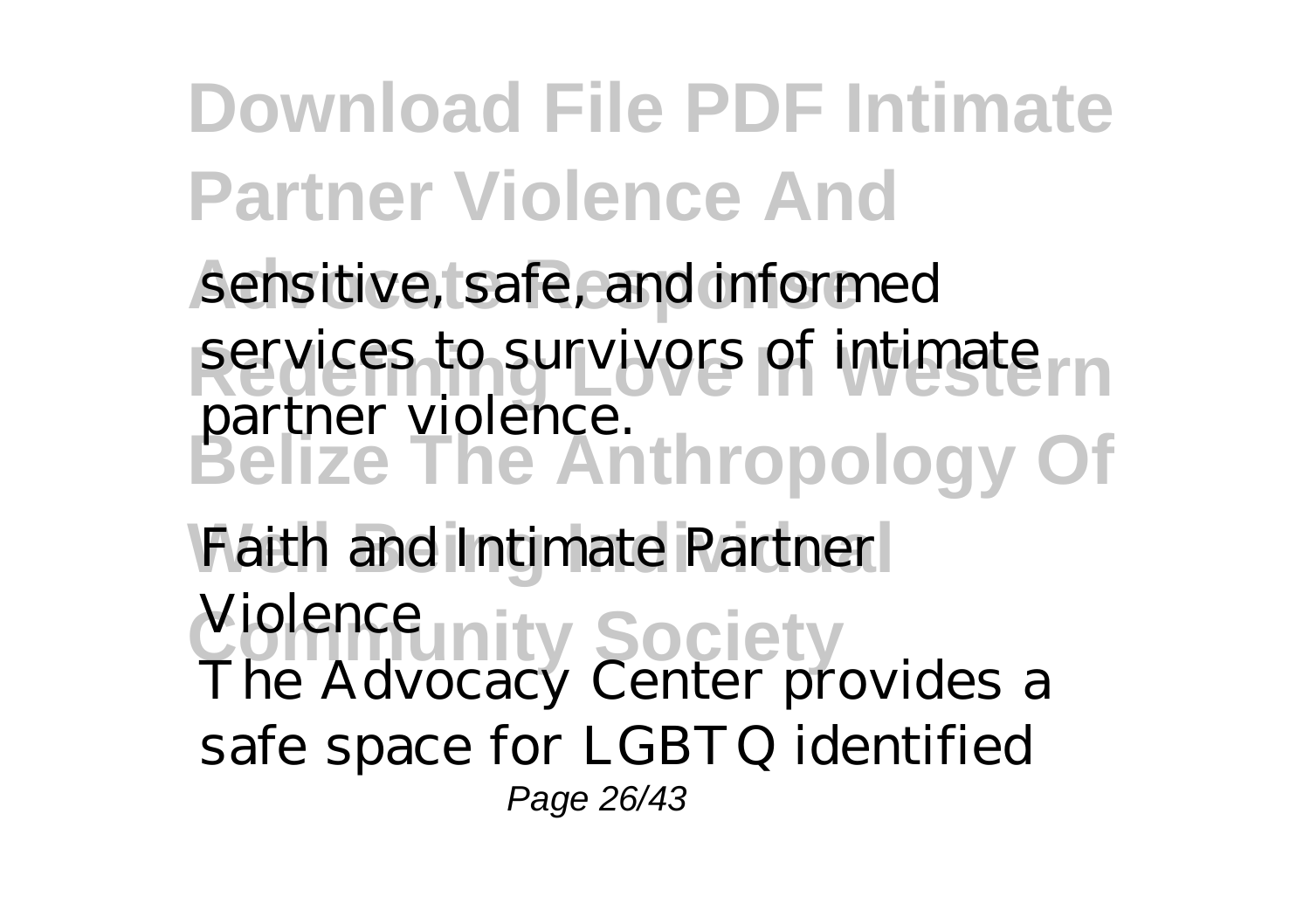sensitive, safe, and informed services to survivors of intimate partner violence.

*Faith and Intimate Partner Violence*

The Advocacy Center provides a safe space for LGBTQ identified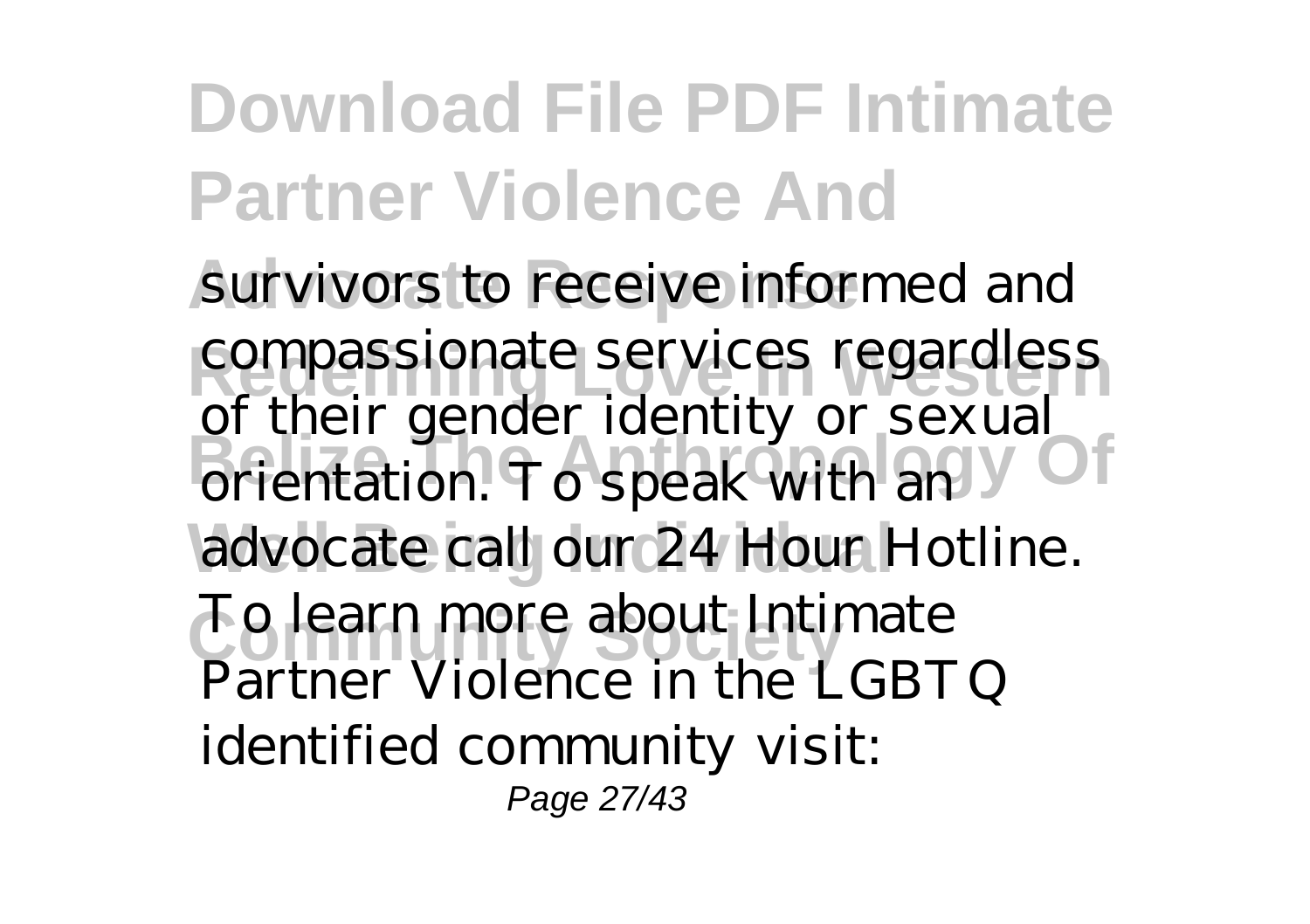survivors to receive informed and compassionate services regardless of their gender identity or sexual orientation. To speak with an advocate call our 24 Hour Hotline. To learn more about Intimate Partner Violence in the LGBTQ identified community visit: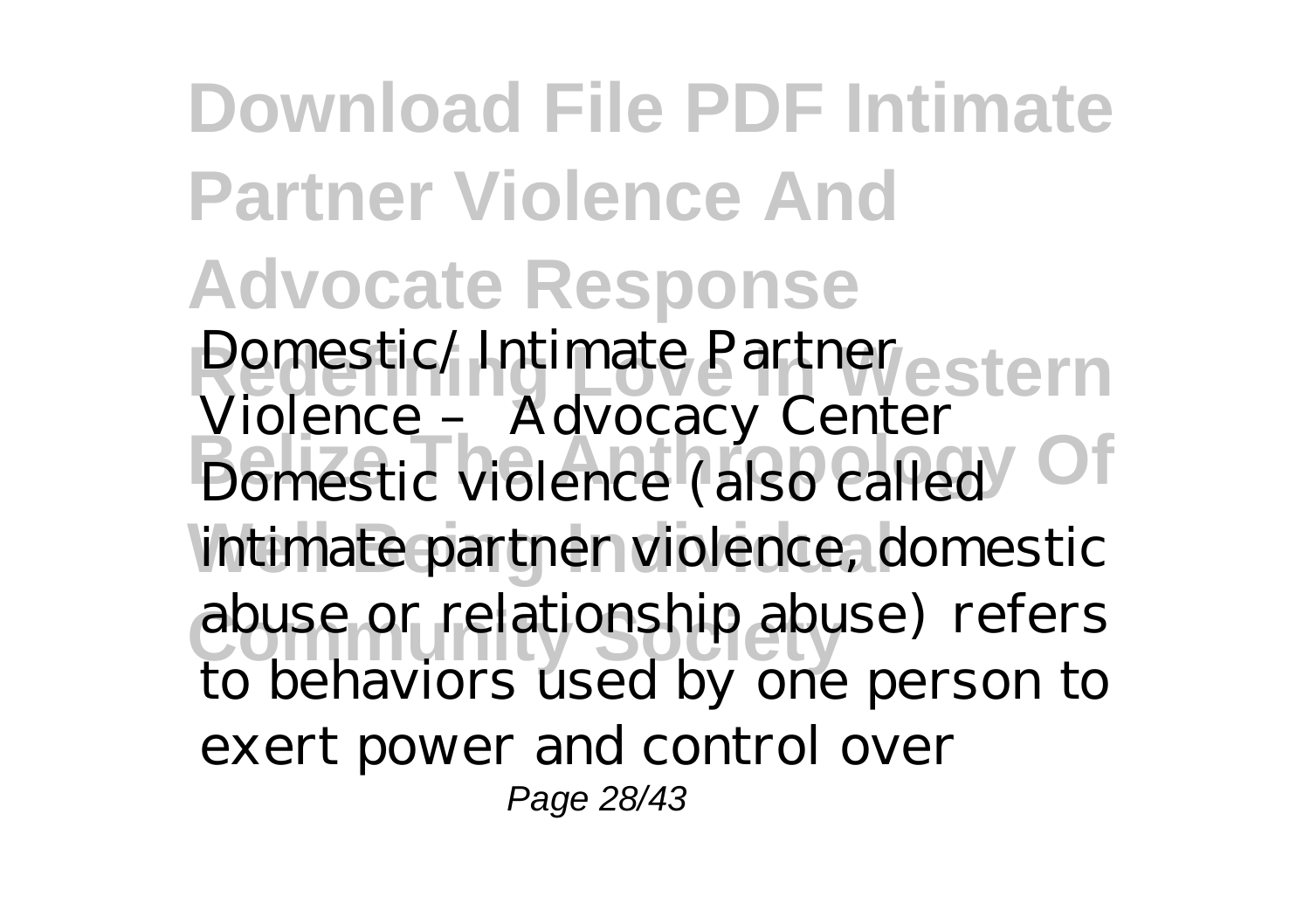Domestic/ Intimate Partner Violence – Advocacy Center
Domestic violence (also called intimate partner violence, domestic abuse or relationship abuse) refers to behaviors used by one person to exert power and control over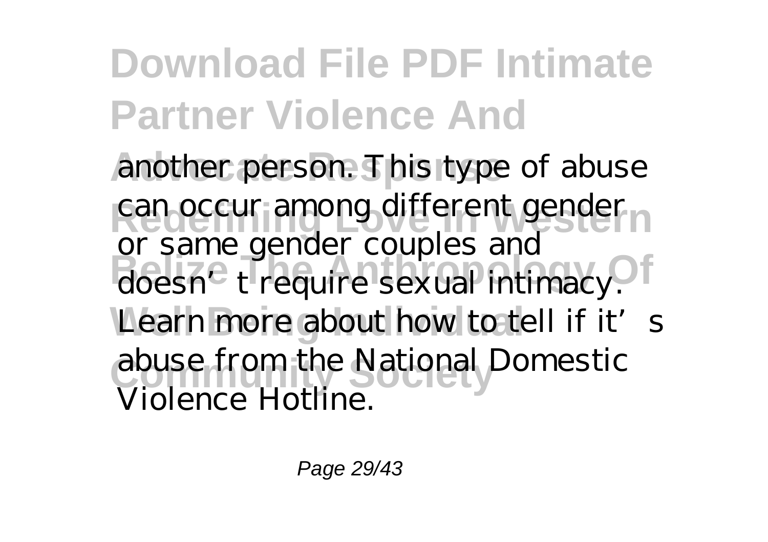another person. This type of abuse can occur among different gender or same gender couples and doesn't require sexual intimacy. Learn more about how to tell if it's abuse from the National Domestic Violence Hotline.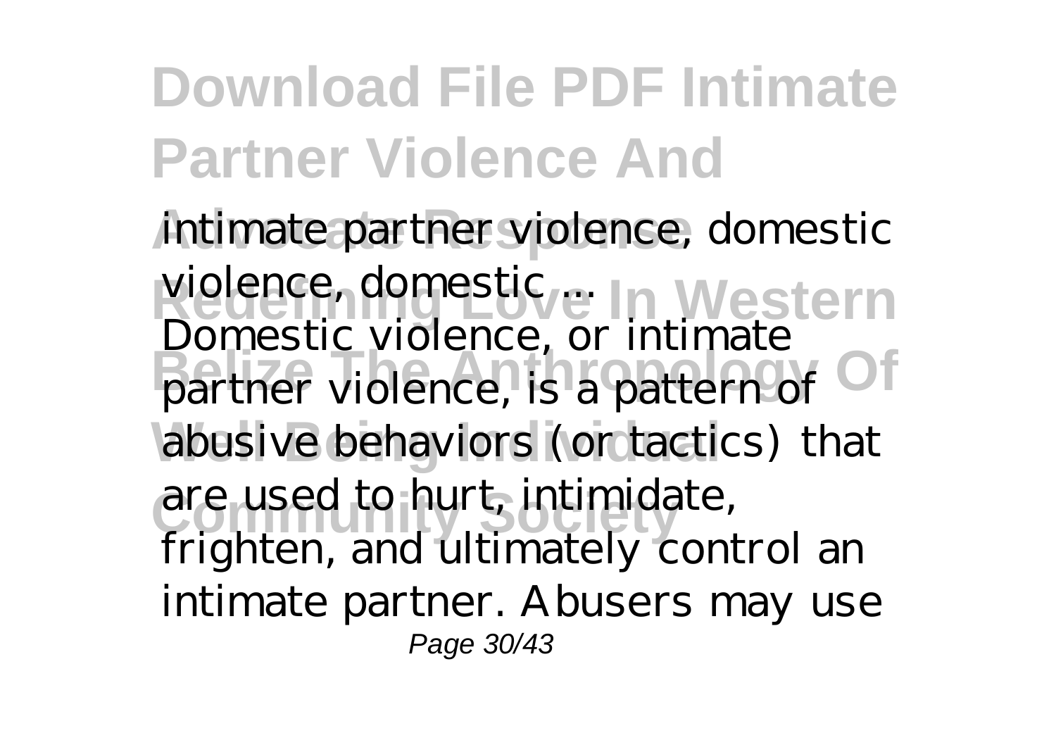intimate partner violence, domestic violence, domestic ...

Domestic violence, or intimate partner violence, is a pattern of abusive behaviors (or tactics) that are used to hurt, intimidate, frighten, and ultimately control an intimate partner. Abusers may use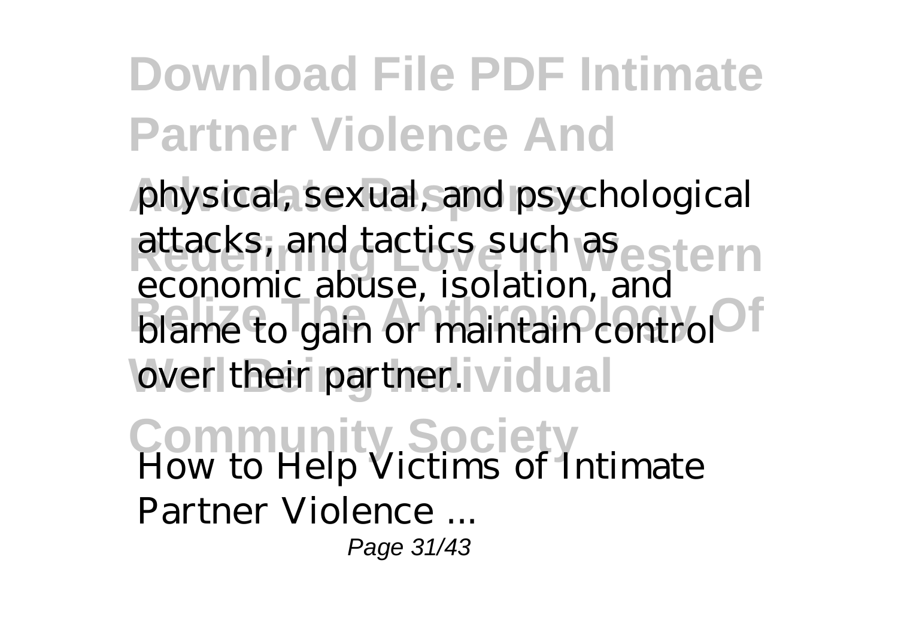physical, sexual, and psychological attacks, and tactics such as economic abuse, isolation, and blame to gain or maintain control over their partner.

*How to Help Victims of Intimate Partner Violence ...*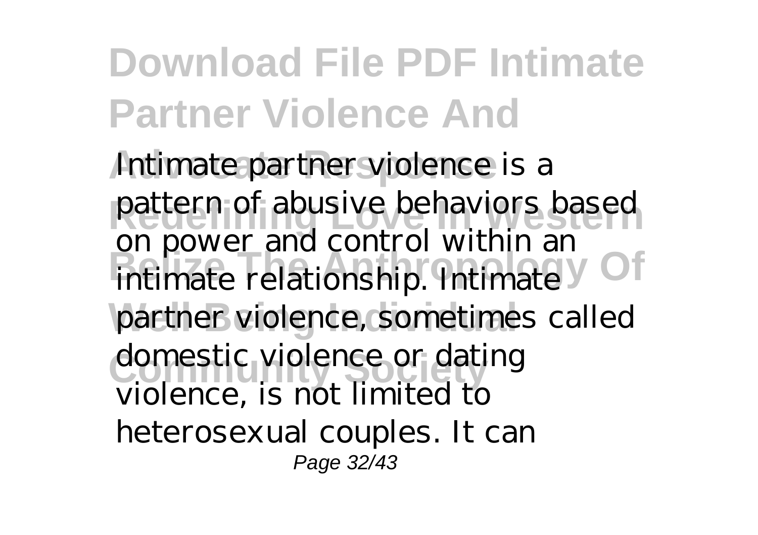Intimate partner violence is a pattern of abusive behaviors based on power and control within an intimate relationship. Intimate partner violence, sometimes called domestic violence or dating violence, is not limited to heterosexual couples. It can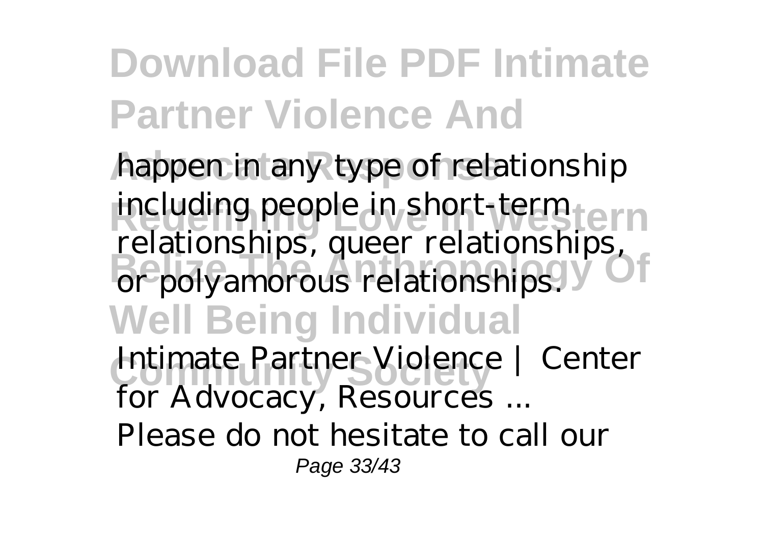happen in any type of relationship including people in short-term relationships, queer relationships, or polyamorous relationships.

*Intimate Partner Violence | Center for Advocacy, Resources ...*

Please do not hesitate to call our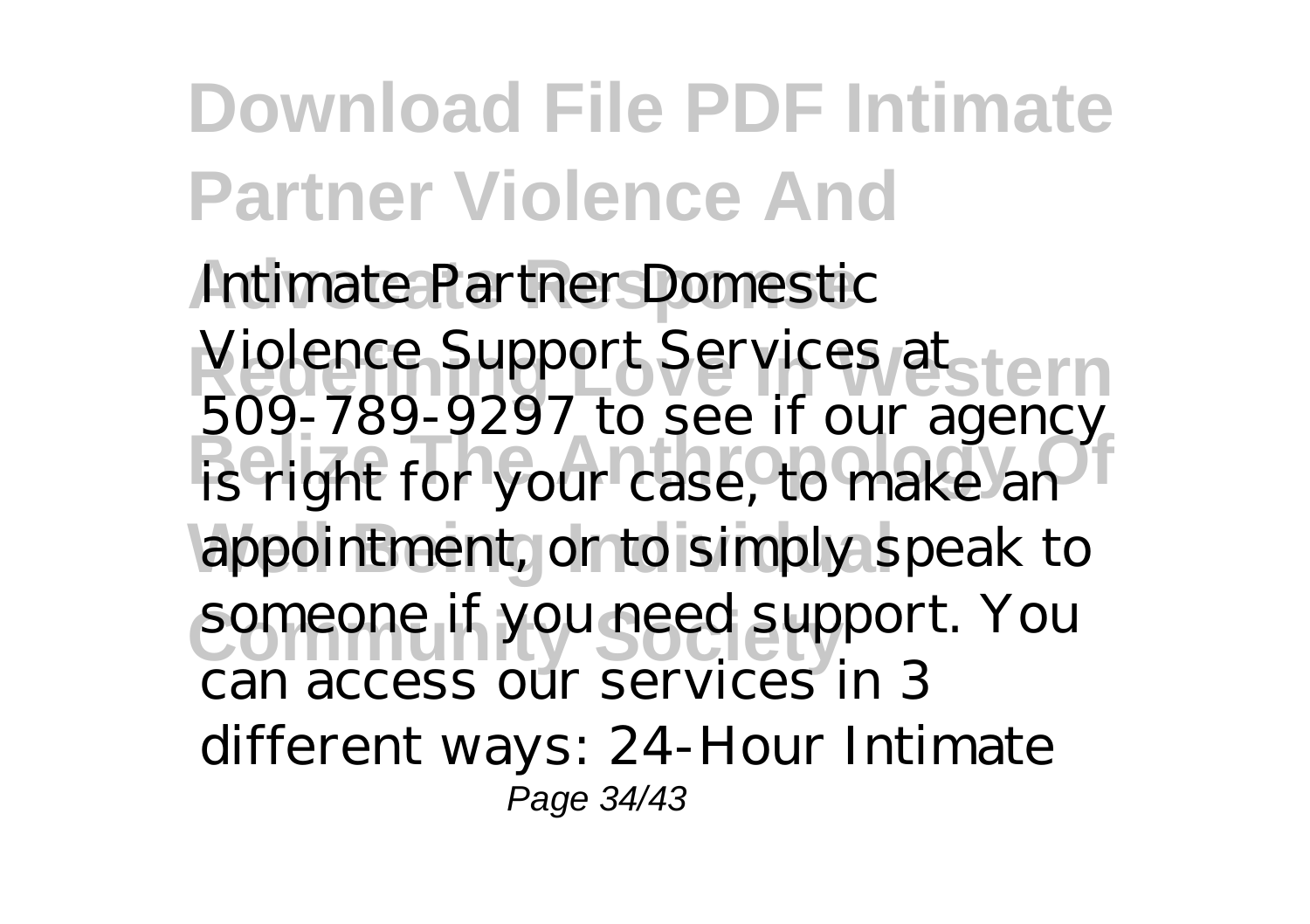Intimate Partner Domestic Violence Support Services at 509-789-9297 to see if our agency is right for your case, to make an appointment, or to simply speak to someone if you need support. You can access our services in 3 different ways: 24-Hour Intimate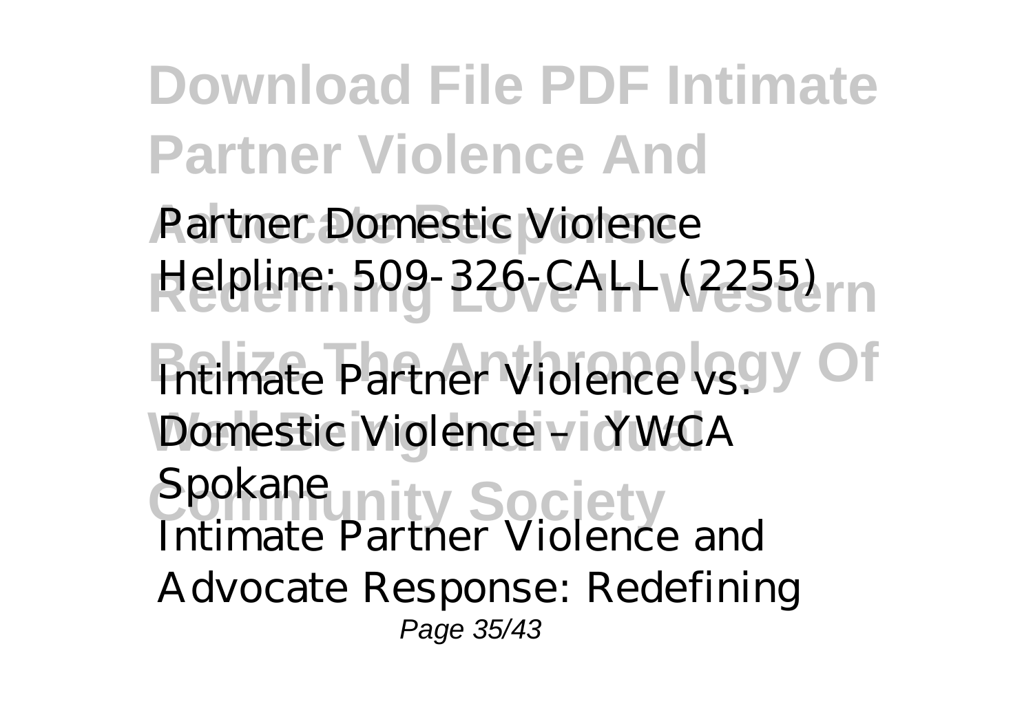Partner Domestic Violence Helpline: 509-326-CALL (2255)

*Intimate Partner Violence vs. Domestic Violence – YWCA Spokane*

Intimate Partner Violence and Advocate Response: Redefining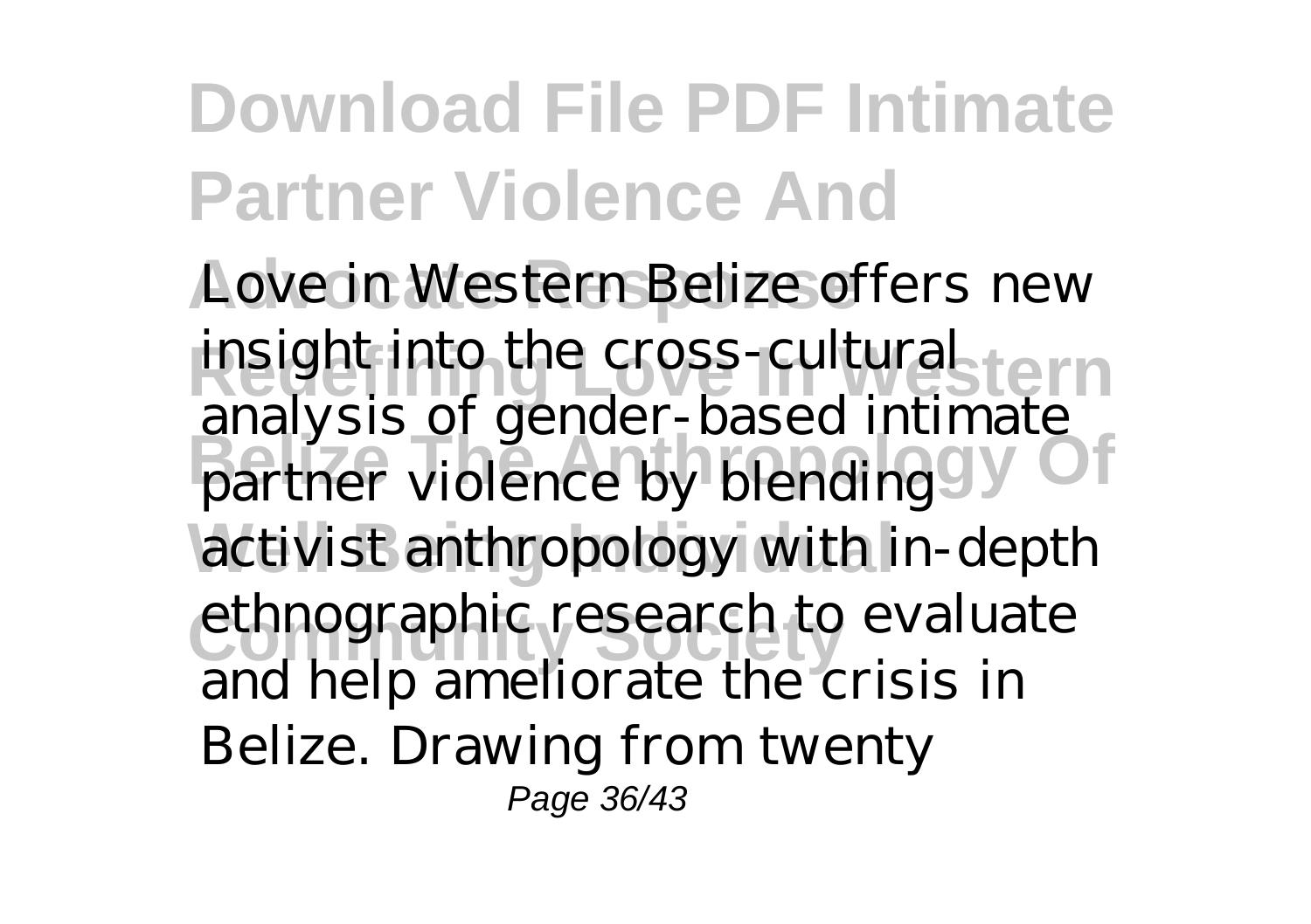Love in Western Belize offers new insight into the cross-cultural analysis of gender-based intimate partner violence by blending activist anthropology with in-depth ethnographic research to evaluate and help ameliorate the crisis in Belize. Drawing from twenty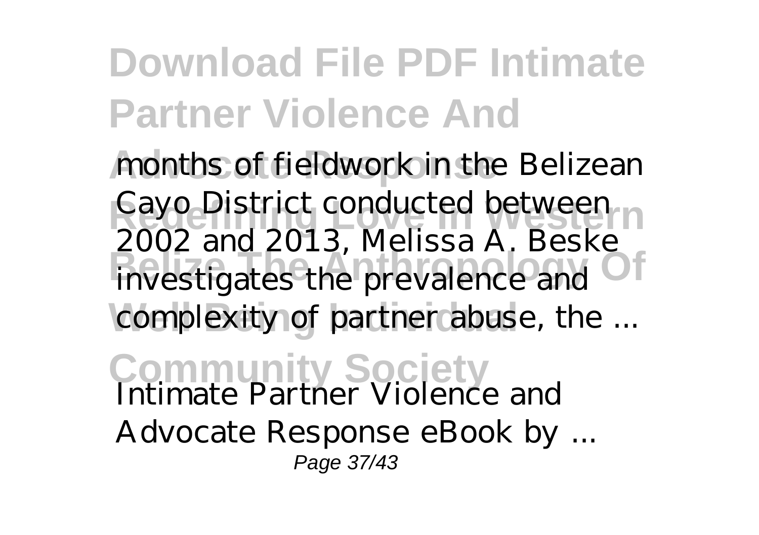months of fieldwork in the Belizean Cayo District conducted between 2002 and 2013, Melissa A. Beske investigates the prevalence and complexity of partner abuse, the ...

*Intimate Partner Violence and Advocate Response eBook by ...*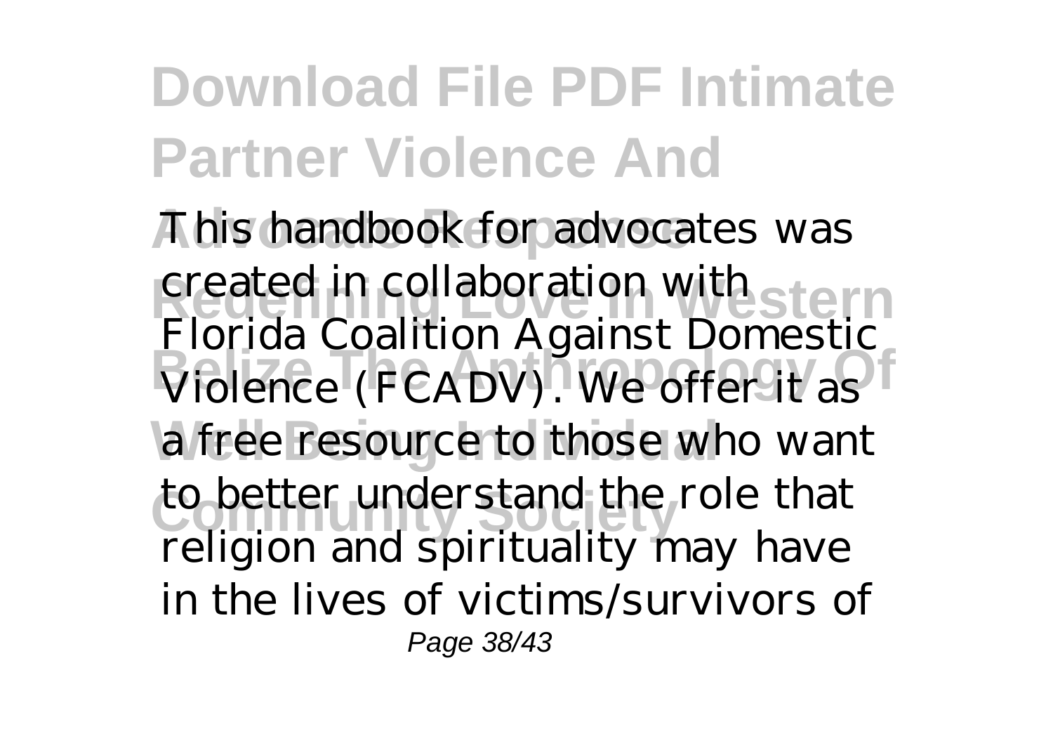This handbook for advocates was created in collaboration with Florida Coalition Against Domestic Violence (FCADV). We offer it as a free resource to those who want to better understand the role that religion and spirituality may have in the lives of victims/survivors of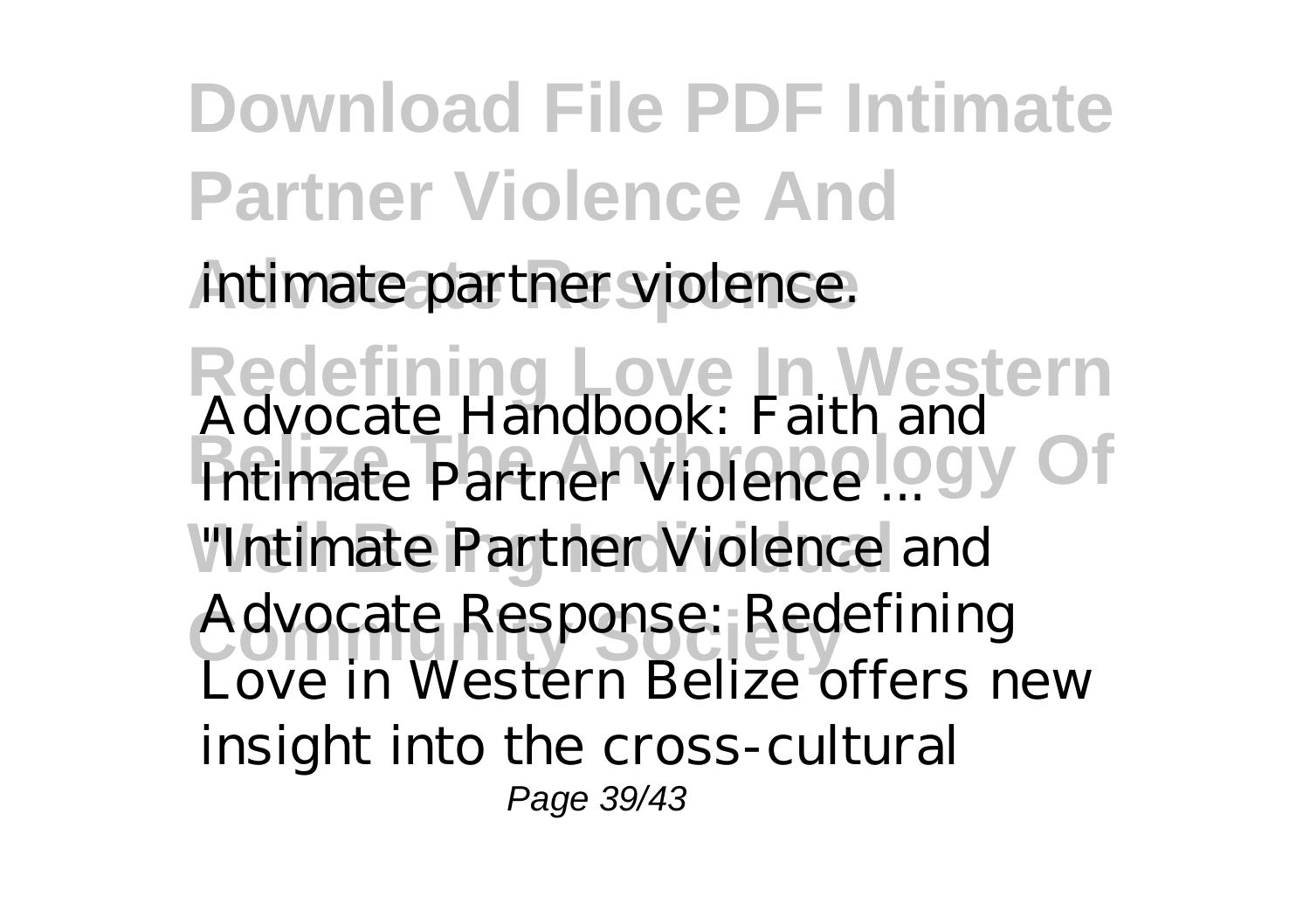intimate partner violence.

*Advocate Handbook: Faith and Intimate Partner Violence ...*

"Intimate Partner Violence and Advocate Response: Redefining Love in Western Belize offers new insight into the cross-cultural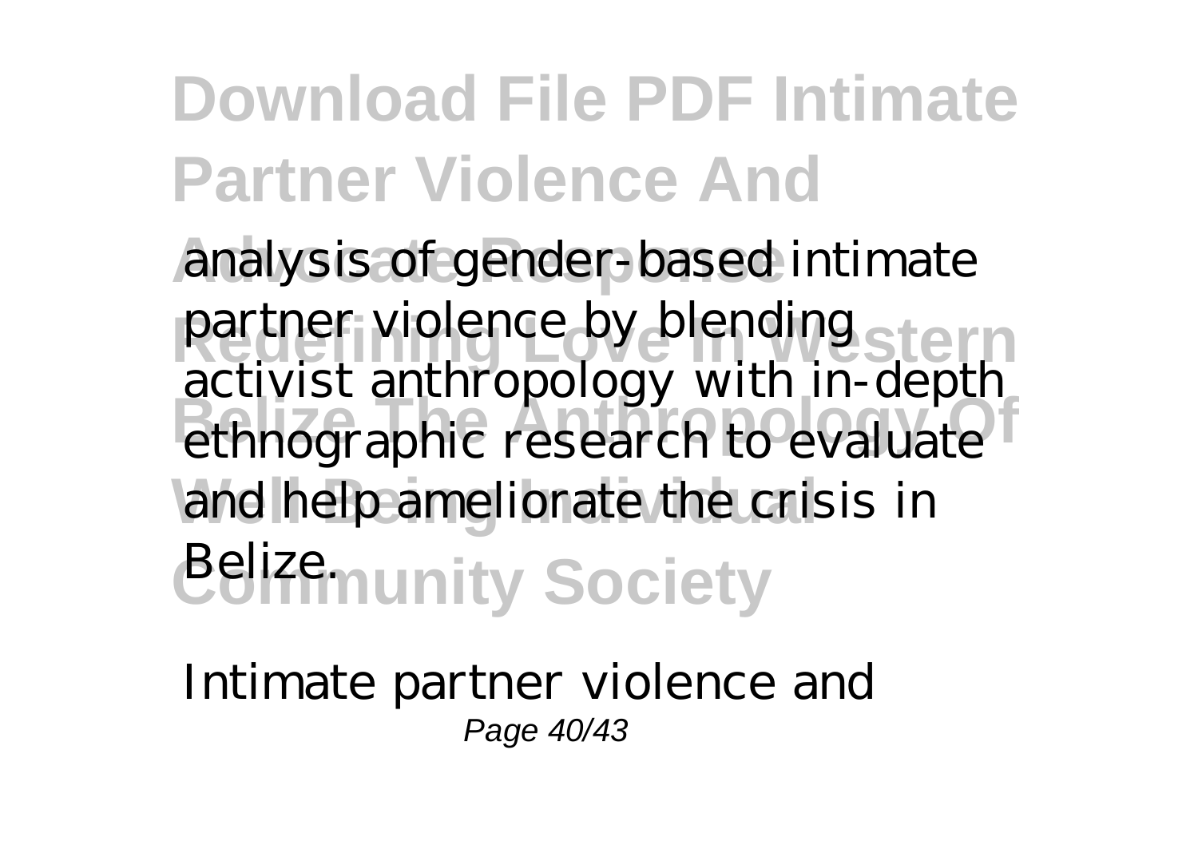analysis of gender-based intimate partner violence by blending activist anthropology with in-depth ethnographic research to evaluate and help ameliorate the crisis in Belize.

Intimate partner violence and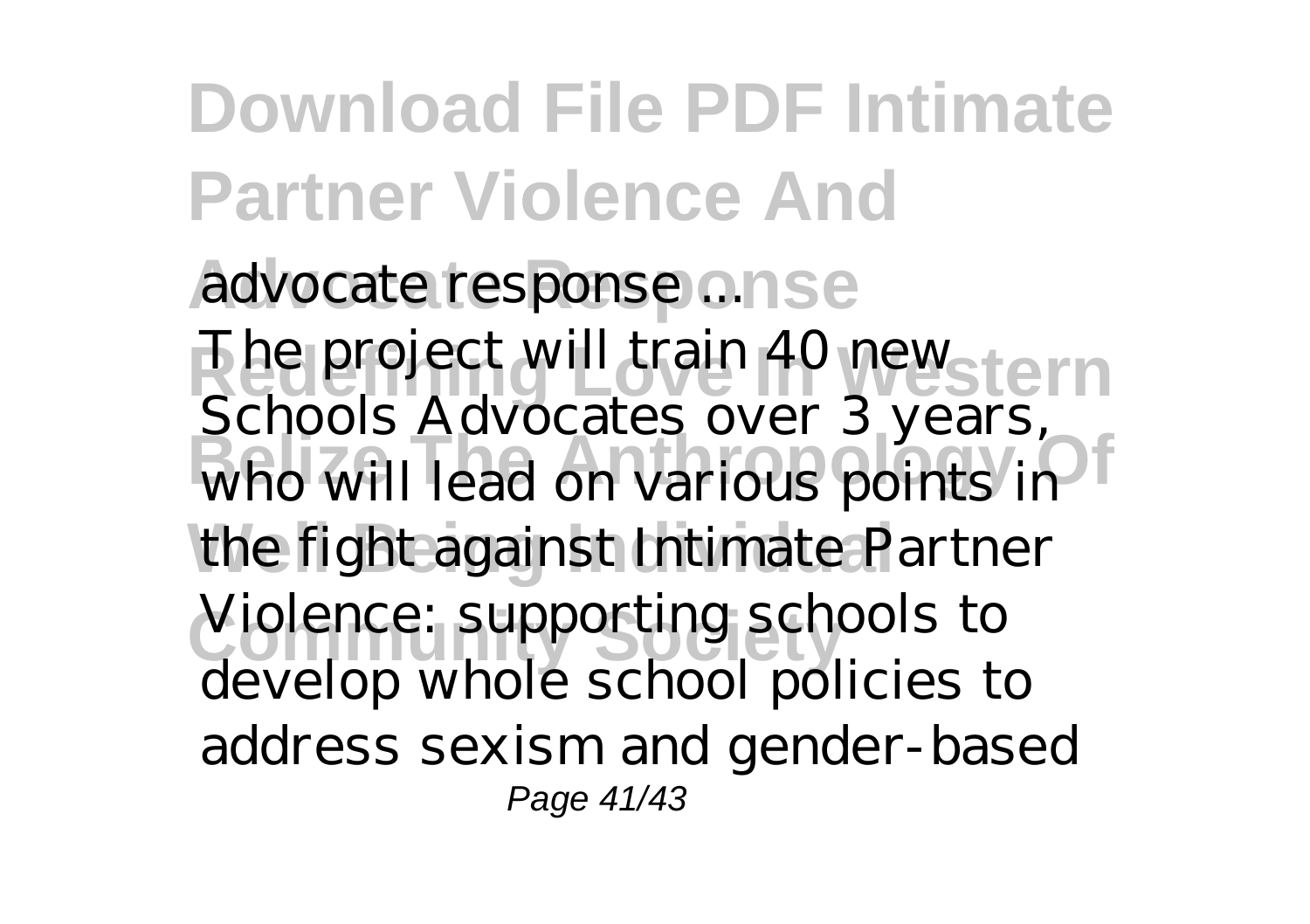advocate response ...

The project will train 40 new Schools Advocates over 3 years, who will lead on various points in the fight against Intimate Partner Violence: supporting schools to develop whole school policies to address sexism and gender-based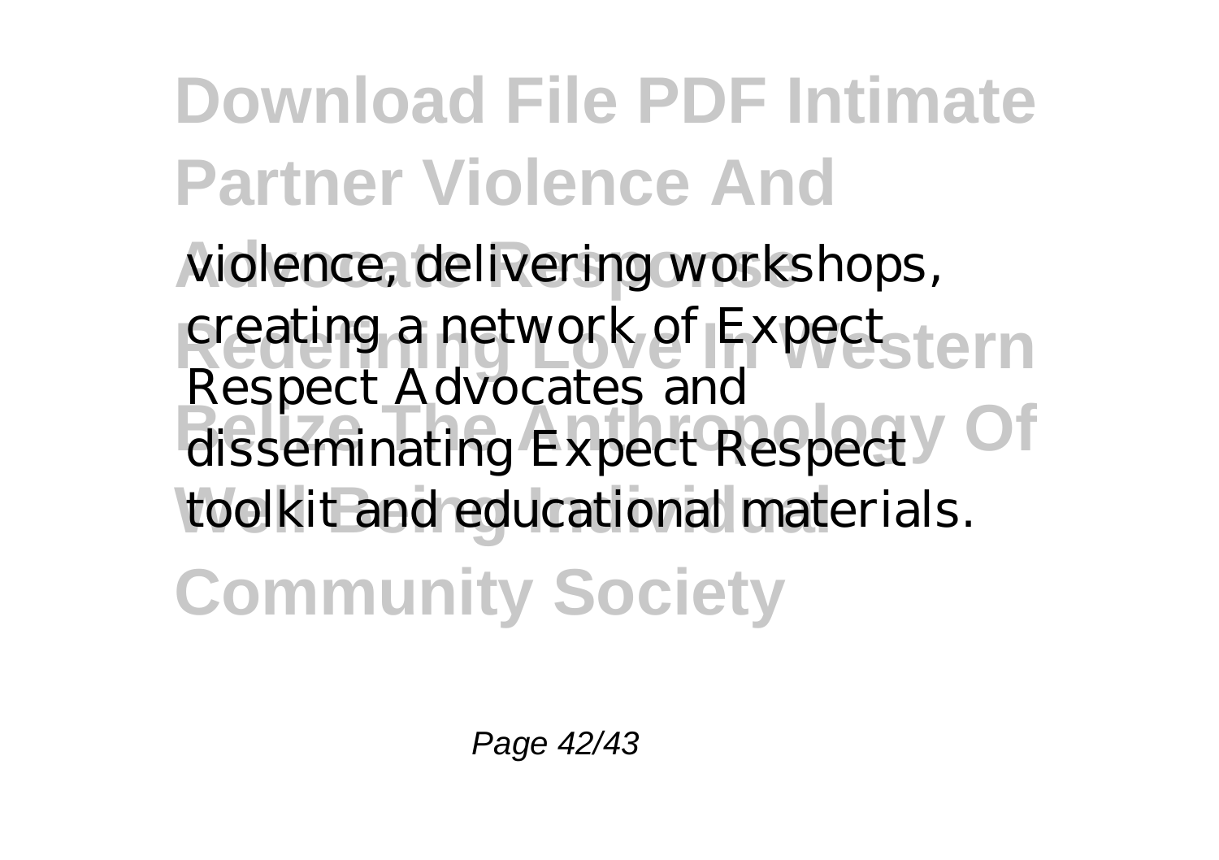violence, delivering workshops, creating a network of Expect Respect Advocates and disseminating Expect Respect toolkit and educational materials.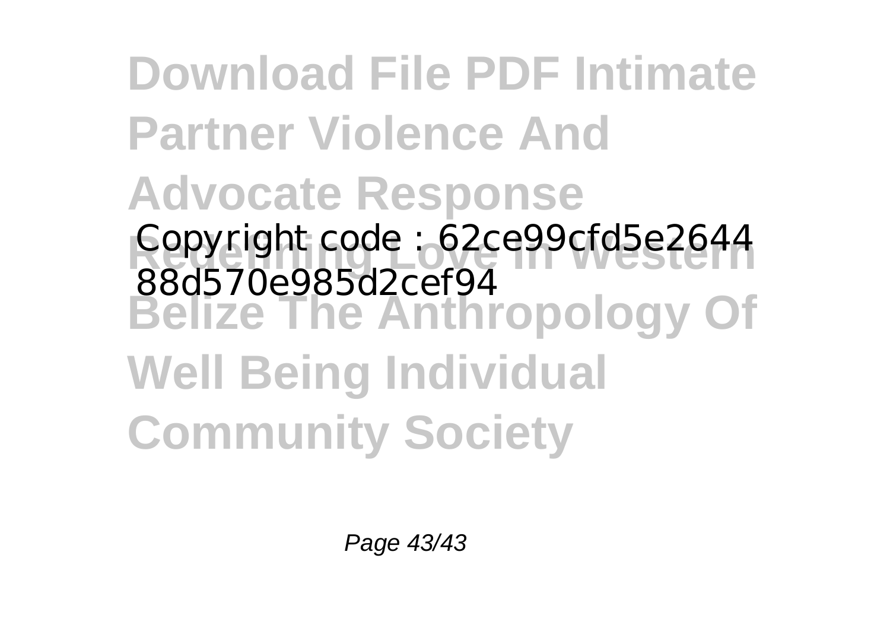Copyright code : 62ce99cfd5e2644 88d570e985d2cef94